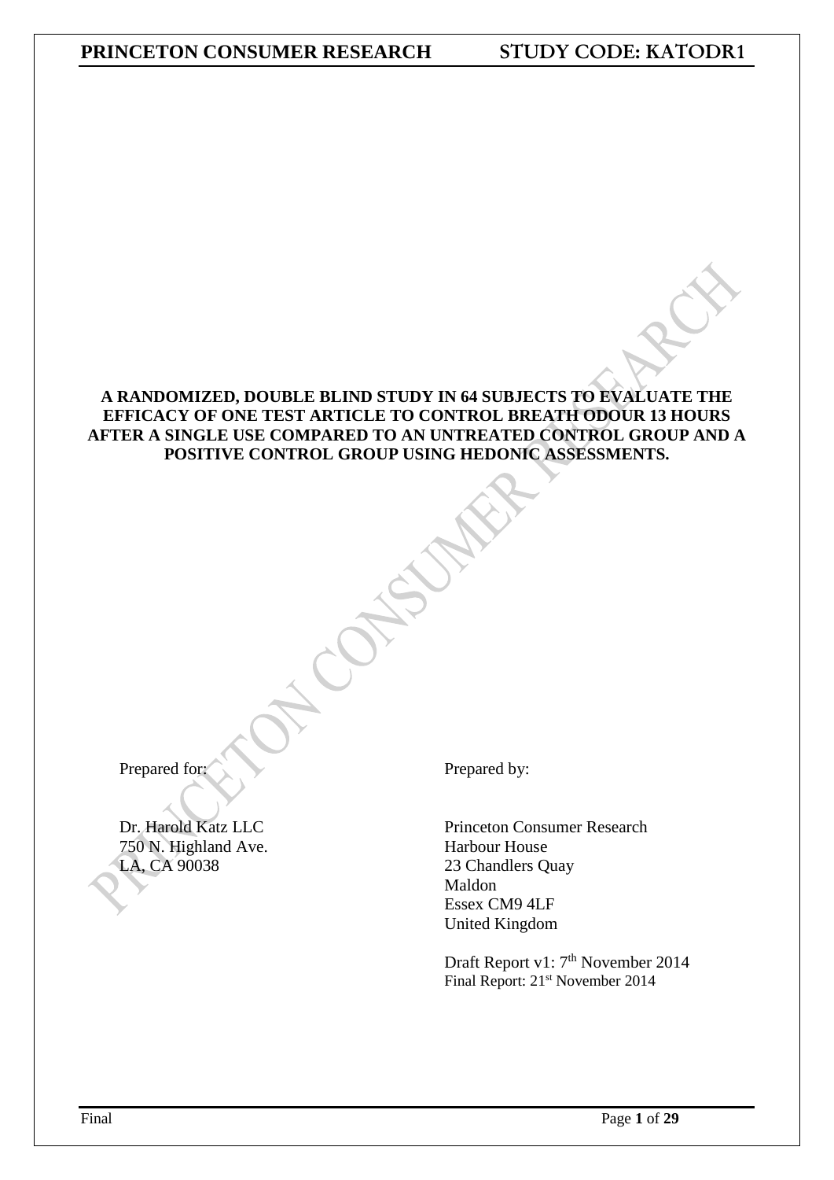**A RANDOMIZED, DOUBLE BLIND STUDY IN 64 SUBJECTS TO EVALUATE THE EFFICACY OF ONE TEST ARTICLE TO CONTROL BREATH ODOUR 13 HOURS AFTER A SINGLE USE COMPARED TO AN UNTREATED CONTROL GROUP AND A POSITIVE CONTROL GROUP USING HEDONIC ASSESSMENTS.**

Prepared for:

Dr. Harold Katz LLC
750 N. Highland Ave.
LA, CA 90038

Prepared by:

Princeton Consumer Research
Harbour House
23 Chandlers Quay
Maldon
Essex CM9 4LF
United Kingdom

Draft Report v1: 7th November 2014
Final Report: 21st November 2014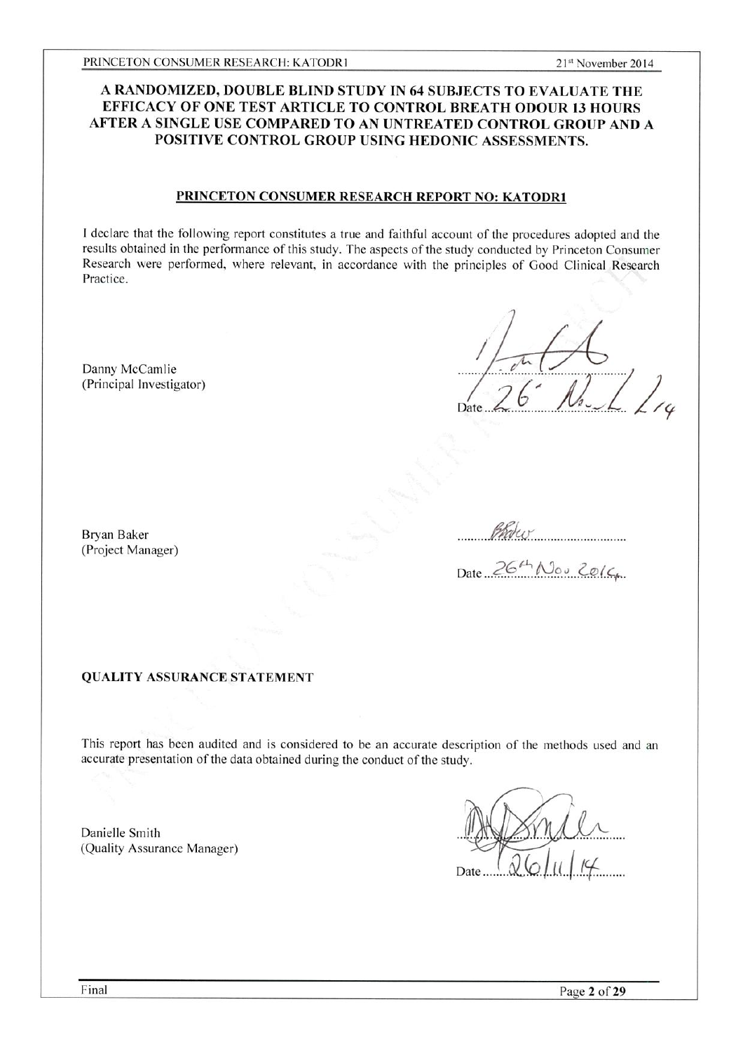# A RANDOMIZED, DOUBLE BLIND STUDY IN 64 SUBJECTS TO EVALUATE THE EFFICACY OF ONE TEST ARTICLE TO CONTROL BREATH ODOUR 13 HOURS AFTER A SINGLE USE COMPARED TO AN UNTREATED CONTROL GROUP AND A POSITIVE CONTROL GROUP USING HEDONIC ASSESSMENTS.

## PRINCETON CONSUMER RESEARCH REPORT NO: KATODR1

I declare that the following report constitutes a true and faithful account of the procedures adopted and the results obtained in the performance of this study. The aspects of the study conducted by Princeton Consumer Research were performed, where relevant, in accordance with the principles of Good Clinical Research Practice.

Danny McCamlie
(Principal Investigator)

Date 26 Nov 14

Bryan Baker
(Project Manager)

Date 26th Nov 2014

## QUALITY ASSURANCE STATEMENT

This report has been audited and is considered to be an accurate description of the methods used and an accurate presentation of the data obtained during the conduct of the study.

Danielle Smith
(Quality Assurance Manager)

Date 26/11/14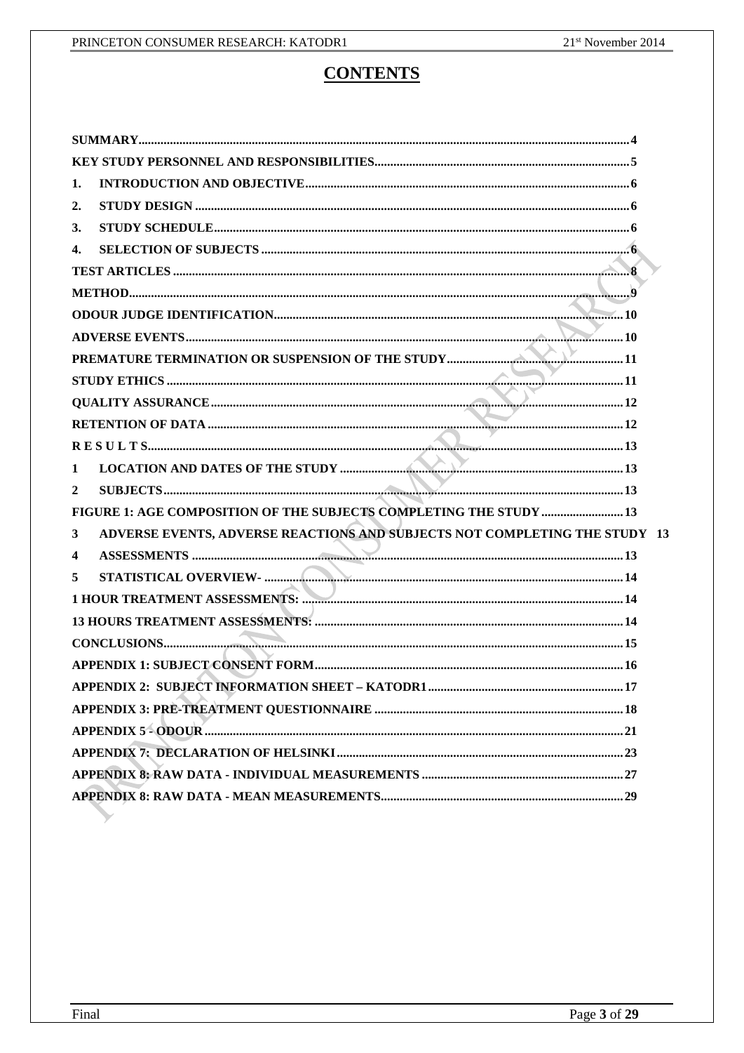# CONTENTS

SUMMARY ........................................................ 4
KEY STUDY PERSONNEL AND RESPONSIBILITIES ........................................................ 5
1. INTRODUCTION AND OBJECTIVE ........................................................ 6
2. STUDY DESIGN ........................................................ 6
3. STUDY SCHEDULE ........................................................ 6
4. SELECTION OF SUBJECTS ........................................................ 6
TEST ARTICLES ........................................................ 8
METHOD ........................................................ 9
ODOUR JUDGE IDENTIFICATION ........................................................ 10
ADVERSE EVENTS ........................................................ 10
PREMATURE TERMINATION OR SUSPENSION OF THE STUDY ........................................................ 11
STUDY ETHICS ........................................................ 11
QUALITY ASSURANCE ........................................................ 12
RETENTION OF DATA ........................................................ 12
R E S U L T S ........................................................ 13
1 LOCATION AND DATES OF THE STUDY ........................................................ 13
2 SUBJECTS ........................................................ 13
FIGURE 1: AGE COMPOSITION OF THE SUBJECTS COMPLETING THE STUDY ........................................................ 13
3 ADVERSE EVENTS, ADVERSE REACTIONS AND SUBJECTS NOT COMPLETING THE STUDY 13
4 ASSESSMENTS ........................................................ 13
5 STATISTICAL OVERVIEW- ........................................................ 14
1 HOUR TREATMENT ASSESSMENTS: ........................................................ 14
13 HOURS TREATMENT ASSESSMENTS: ........................................................ 14
CONCLUSIONS ........................................................ 15
APPENDIX 1: SUBJECT CONSENT FORM ........................................................ 16
APPENDIX 2: SUBJECT INFORMATION SHEET – KATODR1 ........................................................ 17
APPENDIX 3: PRE-TREATMENT QUESTIONNAIRE ........................................................ 18
APPENDIX 5 - ODOUR ........................................................ 21
APPENDIX 7: DECLARATION OF HELSINKI ........................................................ 23
APPENDIX 8: RAW DATA - INDIVIDUAL MEASUREMENTS ........................................................ 27
APPENDIX 8: RAW DATA - MEAN MEASUREMENTS ........................................................ 29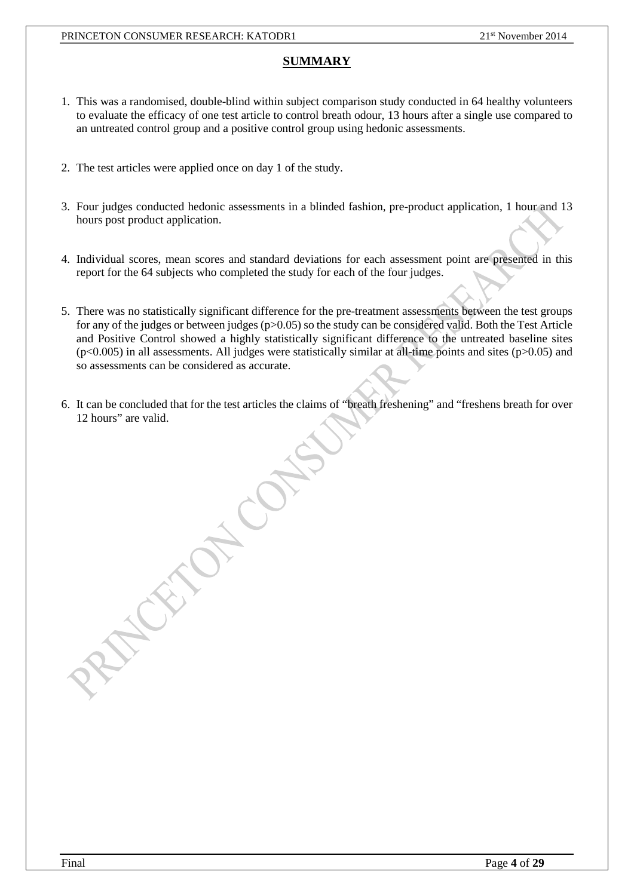## SUMMARY

1. This was a randomised, double-blind within subject comparison study conducted in 64 healthy volunteers to evaluate the efficacy of one test article to control breath odour, 13 hours after a single use compared to an untreated control group and a positive control group using hedonic assessments.

2. The test articles were applied once on day 1 of the study.

3. Four judges conducted hedonic assessments in a blinded fashion, pre-product application, 1 hour and 13 hours post product application.

4. Individual scores, mean scores and standard deviations for each assessment point are presented in this report for the 64 subjects who completed the study for each of the four judges.

5. There was no statistically significant difference for the pre-treatment assessments between the test groups for any of the judges or between judges ($p>0.05$) so the study can be considered valid. Both the Test Article and Positive Control showed a highly statistically significant difference to the untreated baseline sites ($p<0.005$) in all assessments. All judges were statistically similar at all-time points and sites ($p>0.05$) and so assessments can be considered as accurate.

6. It can be concluded that for the test articles the claims of "breath freshening" and "freshens breath for over 12 hours" are valid.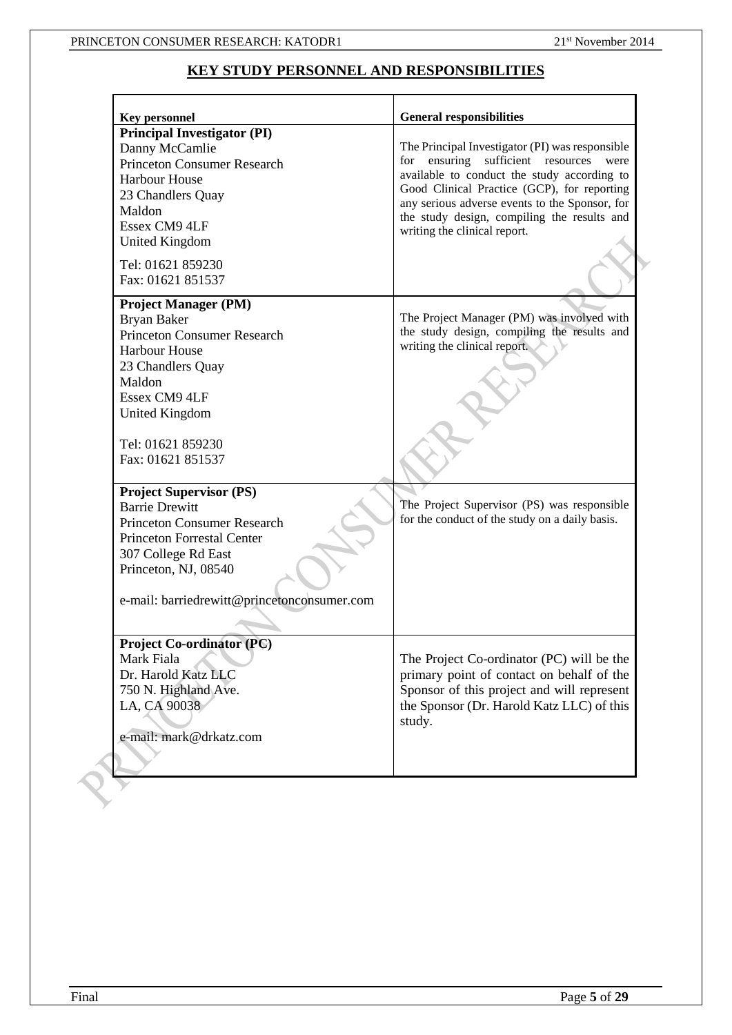# KEY STUDY PERSONNEL AND RESPONSIBILITIES

| Key personnel | General responsibilities |
|---|---|
| **Principal Investigator (PI)**<br>Danny McCamlie<br>Princeton Consumer Research<br>Harbour House<br>23 Chandlers Quay<br>Maldon<br>Essex CM9 4LF<br>United Kingdom<br><br>Tel: 01621 859230<br>Fax: 01621 851537 | The Principal Investigator (PI) was responsible for ensuring sufficient resources were available to conduct the study according to Good Clinical Practice (GCP), for reporting any serious adverse events to the Sponsor, for the study design, compiling the results and writing the clinical report. |
| **Project Manager (PM)**<br>Bryan Baker<br>Princeton Consumer Research<br>Harbour House<br>23 Chandlers Quay<br>Maldon<br>Essex CM9 4LF<br>United Kingdom<br><br>Tel: 01621 859230<br>Fax: 01621 851537 | The Project Manager (PM) was involved with the study design, compiling the results and writing the clinical report. |
| **Project Supervisor (PS)**<br>Barrie Drewitt<br>Princeton Consumer Research<br>Princeton Forrestal Center<br>307 College Rd East<br>Princeton, NJ, 08540<br><br>e-mail: barriedrewitt@princetonconsumer.com | The Project Supervisor (PS) was responsible for the conduct of the study on a daily basis. |
| **Project Co-ordinator (PC)**<br>Mark Fiala<br>Dr. Harold Katz LLC<br>750 N. Highland Ave.<br>LA, CA 90038<br><br>e-mail: mark@drkatz.com | The Project Co-ordinator (PC) will be the primary point of contact on behalf of the Sponsor of this project and will represent the Sponsor (Dr. Harold Katz LLC) of this study. |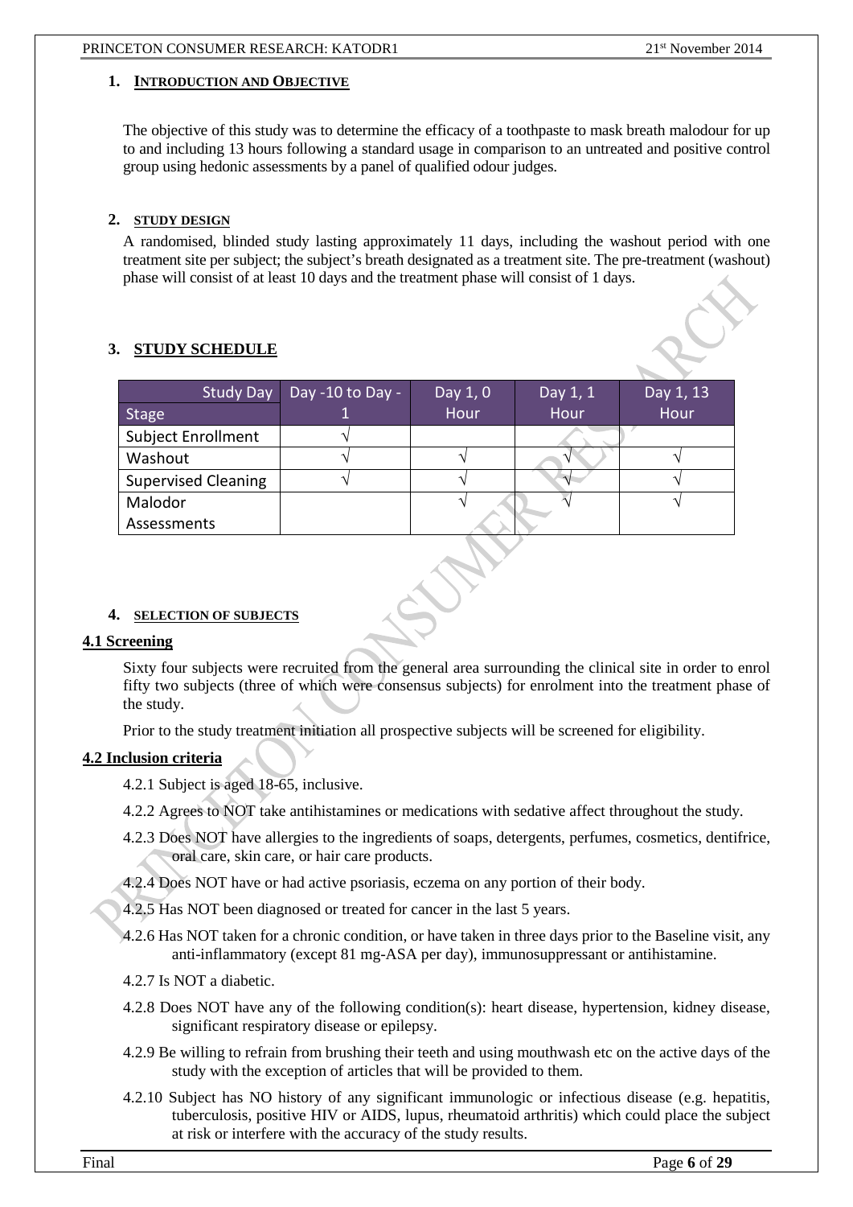## 1. INTRODUCTION AND OBJECTIVE

The objective of this study was to determine the efficacy of a toothpaste to mask breath malodour for up to and including 13 hours following a standard usage in comparison to an untreated and positive control group using hedonic assessments by a panel of qualified odour judges.

## 2. STUDY DESIGN

A randomised, blinded study lasting approximately 11 days, including the washout period with one treatment site per subject; the subject's breath designated as a treatment site. The pre-treatment (washout) phase will consist of at least 10 days and the treatment phase will consist of 1 days.

## 3. STUDY SCHEDULE

| Study Day / Stage | Day -10 to Day -1 | Day 1, 0 Hour | Day 1, 1 Hour | Day 1, 13 Hour |
|---|---|---|---|---|
| Subject Enrollment | √ | | | |
| Washout | √ | √ | √ | √ |
| Supervised Cleaning | √ | √ | √ | √ |
| Malodor Assessments | | √ | √ | √ |

## 4. SELECTION OF SUBJECTS

### 4.1 Screening

Sixty four subjects were recruited from the general area surrounding the clinical site in order to enrol fifty two subjects (three of which were consensus subjects) for enrolment into the treatment phase of the study.

Prior to the study treatment initiation all prospective subjects will be screened for eligibility.

### 4.2 Inclusion criteria

4.2.1 Subject is aged 18-65, inclusive.

4.2.2 Agrees to NOT take antihistamines or medications with sedative affect throughout the study.

4.2.3 Does NOT have allergies to the ingredients of soaps, detergents, perfumes, cosmetics, dentifrice, oral care, skin care, or hair care products.

4.2.4 Does NOT have or had active psoriasis, eczema on any portion of their body.

4.2.5 Has NOT been diagnosed or treated for cancer in the last 5 years.

4.2.6 Has NOT taken for a chronic condition, or have taken in three days prior to the Baseline visit, any anti-inflammatory (except 81 mg-ASA per day), immunosuppressant or antihistamine.

4.2.7 Is NOT a diabetic.

4.2.8 Does NOT have any of the following condition(s): heart disease, hypertension, kidney disease, significant respiratory disease or epilepsy.

4.2.9 Be willing to refrain from brushing their teeth and using mouthwash etc on the active days of the study with the exception of articles that will be provided to them.

4.2.10 Subject has NO history of any significant immunologic or infectious disease (e.g. hepatitis, tuberculosis, positive HIV or AIDS, lupus, rheumatoid arthritis) which could place the subject at risk or interfere with the accuracy of the study results.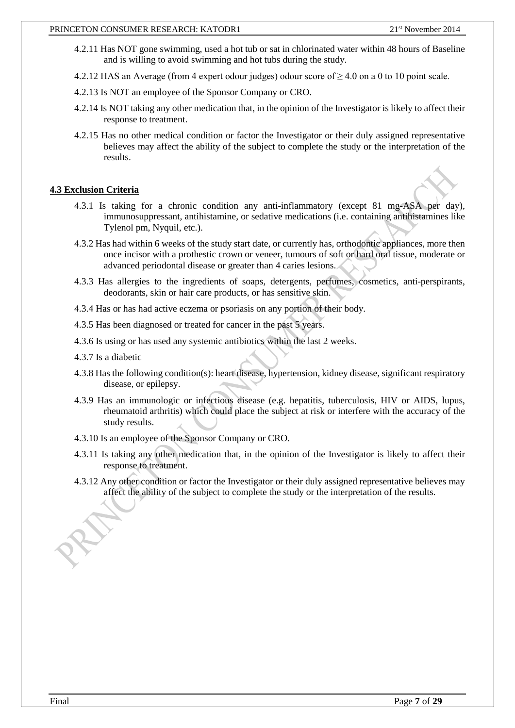4.2.11 Has NOT gone swimming, used a hot tub or sat in chlorinated water within 48 hours of Baseline and is willing to avoid swimming and hot tubs during the study.

4.2.12 HAS an Average (from 4 expert odour judges) odour score of ≥ 4.0 on a 0 to 10 point scale.

4.2.13 Is NOT an employee of the Sponsor Company or CRO.

4.2.14 Is NOT taking any other medication that, in the opinion of the Investigator is likely to affect their response to treatment.

4.2.15 Has no other medical condition or factor the Investigator or their duly assigned representative believes may affect the ability of the subject to complete the study or the interpretation of the results.

## 4.3 Exclusion Criteria

4.3.1 Is taking for a chronic condition any anti-inflammatory (except 81 mg-ASA per day), immunosuppressant, antihistamine, or sedative medications (i.e. containing antihistamines like Tylenol pm, Nyquil, etc.).

4.3.2 Has had within 6 weeks of the study start date, or currently has, orthodontic appliances, more then once incisor with a prothestic crown or veneer, tumours of soft or hard oral tissue, moderate or advanced periodontal disease or greater than 4 caries lesions.

4.3.3 Has allergies to the ingredients of soaps, detergents, perfumes, cosmetics, anti-perspirants, deodorants, skin or hair care products, or has sensitive skin.

4.3.4 Has or has had active eczema or psoriasis on any portion of their body.

4.3.5 Has been diagnosed or treated for cancer in the past 5 years.

4.3.6 Is using or has used any systemic antibiotics within the last 2 weeks.

4.3.7 Is a diabetic

4.3.8 Has the following condition(s): heart disease, hypertension, kidney disease, significant respiratory disease, or epilepsy.

4.3.9 Has an immunologic or infectious disease (e.g. hepatitis, tuberculosis, HIV or AIDS, lupus, rheumatoid arthritis) which could place the subject at risk or interfere with the accuracy of the study results.

4.3.10 Is an employee of the Sponsor Company or CRO.

4.3.11 Is taking any other medication that, in the opinion of the Investigator is likely to affect their response to treatment.

4.3.12 Any other condition or factor the Investigator or their duly assigned representative believes may affect the ability of the subject to complete the study or the interpretation of the results.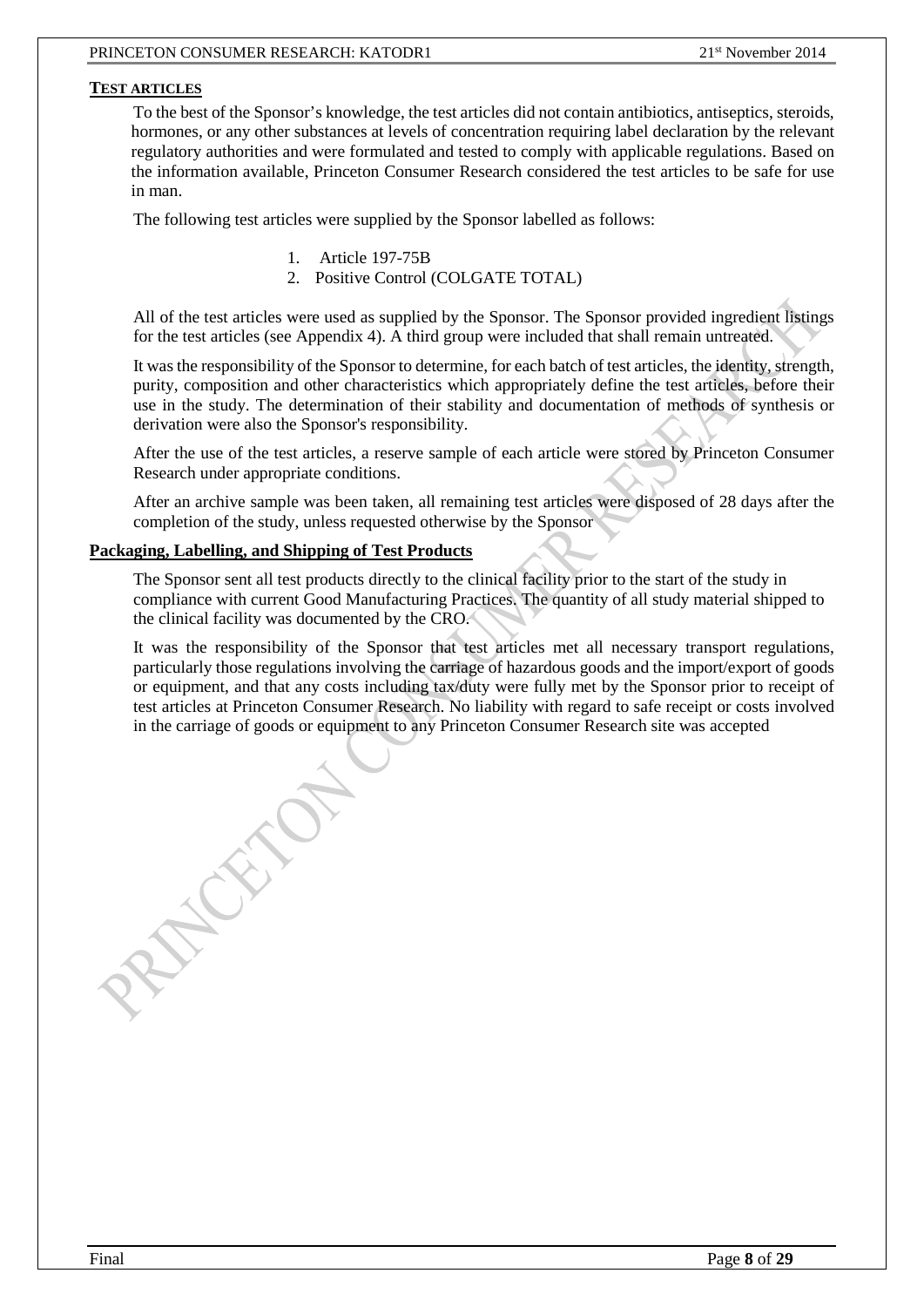## TEST ARTICLES

To the best of the Sponsor's knowledge, the test articles did not contain antibiotics, antiseptics, steroids, hormones, or any other substances at levels of concentration requiring label declaration by the relevant regulatory authorities and were formulated and tested to comply with applicable regulations. Based on the information available, Princeton Consumer Research considered the test articles to be safe for use in man.

The following test articles were supplied by the Sponsor labelled as follows:

1. Article 197-75B
2. Positive Control (COLGATE TOTAL)

All of the test articles were used as supplied by the Sponsor. The Sponsor provided ingredient listings for the test articles (see Appendix 4). A third group were included that shall remain untreated.

It was the responsibility of the Sponsor to determine, for each batch of test articles, the identity, strength, purity, composition and other characteristics which appropriately define the test articles, before their use in the study. The determination of their stability and documentation of methods of synthesis or derivation were also the Sponsor's responsibility.

After the use of the test articles, a reserve sample of each article were stored by Princeton Consumer Research under appropriate conditions.

After an archive sample was been taken, all remaining test articles were disposed of 28 days after the completion of the study, unless requested otherwise by the Sponsor

## Packaging, Labelling, and Shipping of Test Products

The Sponsor sent all test products directly to the clinical facility prior to the start of the study in compliance with current Good Manufacturing Practices. The quantity of all study material shipped to the clinical facility was documented by the CRO.

It was the responsibility of the Sponsor that test articles met all necessary transport regulations, particularly those regulations involving the carriage of hazardous goods and the import/export of goods or equipment, and that any costs including tax/duty were fully met by the Sponsor prior to receipt of test articles at Princeton Consumer Research. No liability with regard to safe receipt or costs involved in the carriage of goods or equipment to any Princeton Consumer Research site was accepted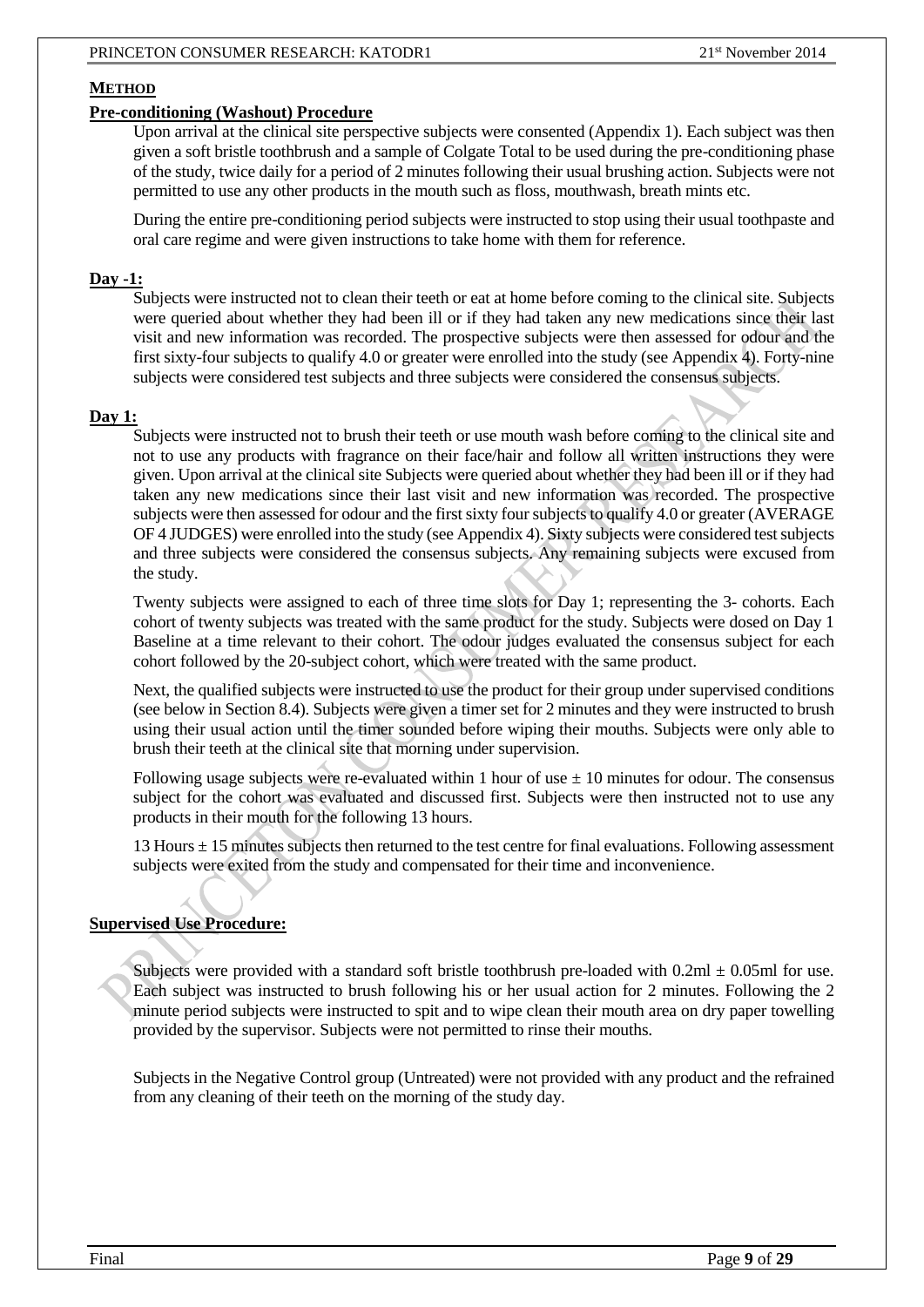## METHOD

### Pre-conditioning (Washout) Procedure

Upon arrival at the clinical site perspective subjects were consented (Appendix 1). Each subject was then given a soft bristle toothbrush and a sample of Colgate Total to be used during the pre-conditioning phase of the study, twice daily for a period of 2 minutes following their usual brushing action. Subjects were not permitted to use any other products in the mouth such as floss, mouthwash, breath mints etc.

During the entire pre-conditioning period subjects were instructed to stop using their usual toothpaste and oral care regime and were given instructions to take home with them for reference.

### Day -1:

Subjects were instructed not to clean their teeth or eat at home before coming to the clinical site. Subjects were queried about whether they had been ill or if they had taken any new medications since their last visit and new information was recorded. The prospective subjects were then assessed for odour and the first sixty-four subjects to qualify 4.0 or greater were enrolled into the study (see Appendix 4). Forty-nine subjects were considered test subjects and three subjects were considered the consensus subjects.

### Day 1:

Subjects were instructed not to brush their teeth or use mouth wash before coming to the clinical site and not to use any products with fragrance on their face/hair and follow all written instructions they were given. Upon arrival at the clinical site Subjects were queried about whether they had been ill or if they had taken any new medications since their last visit and new information was recorded. The prospective subjects were then assessed for odour and the first sixty four subjects to qualify 4.0 or greater (AVERAGE OF 4 JUDGES) were enrolled into the study (see Appendix 4). Sixty subjects were considered test subjects and three subjects were considered the consensus subjects. Any remaining subjects were excused from the study.

Twenty subjects were assigned to each of three time slots for Day 1; representing the 3- cohorts. Each cohort of twenty subjects was treated with the same product for the study. Subjects were dosed on Day 1 Baseline at a time relevant to their cohort. The odour judges evaluated the consensus subject for each cohort followed by the 20-subject cohort, which were treated with the same product.

Next, the qualified subjects were instructed to use the product for their group under supervised conditions (see below in Section 8.4). Subjects were given a timer set for 2 minutes and they were instructed to brush using their usual action until the timer sounded before wiping their mouths. Subjects were only able to brush their teeth at the clinical site that morning under supervision.

Following usage subjects were re-evaluated within 1 hour of use ± 10 minutes for odour. The consensus subject for the cohort was evaluated and discussed first. Subjects were then instructed not to use any products in their mouth for the following 13 hours.

13 Hours ± 15 minutes subjects then returned to the test centre for final evaluations. Following assessment subjects were exited from the study and compensated for their time and inconvenience.

### Supervised Use Procedure:

Subjects were provided with a standard soft bristle toothbrush pre-loaded with 0.2ml ± 0.05ml for use. Each subject was instructed to brush following his or her usual action for 2 minutes. Following the 2 minute period subjects were instructed to spit and to wipe clean their mouth area on dry paper towelling provided by the supervisor. Subjects were not permitted to rinse their mouths.

Subjects in the Negative Control group (Untreated) were not provided with any product and the refrained from any cleaning of their teeth on the morning of the study day.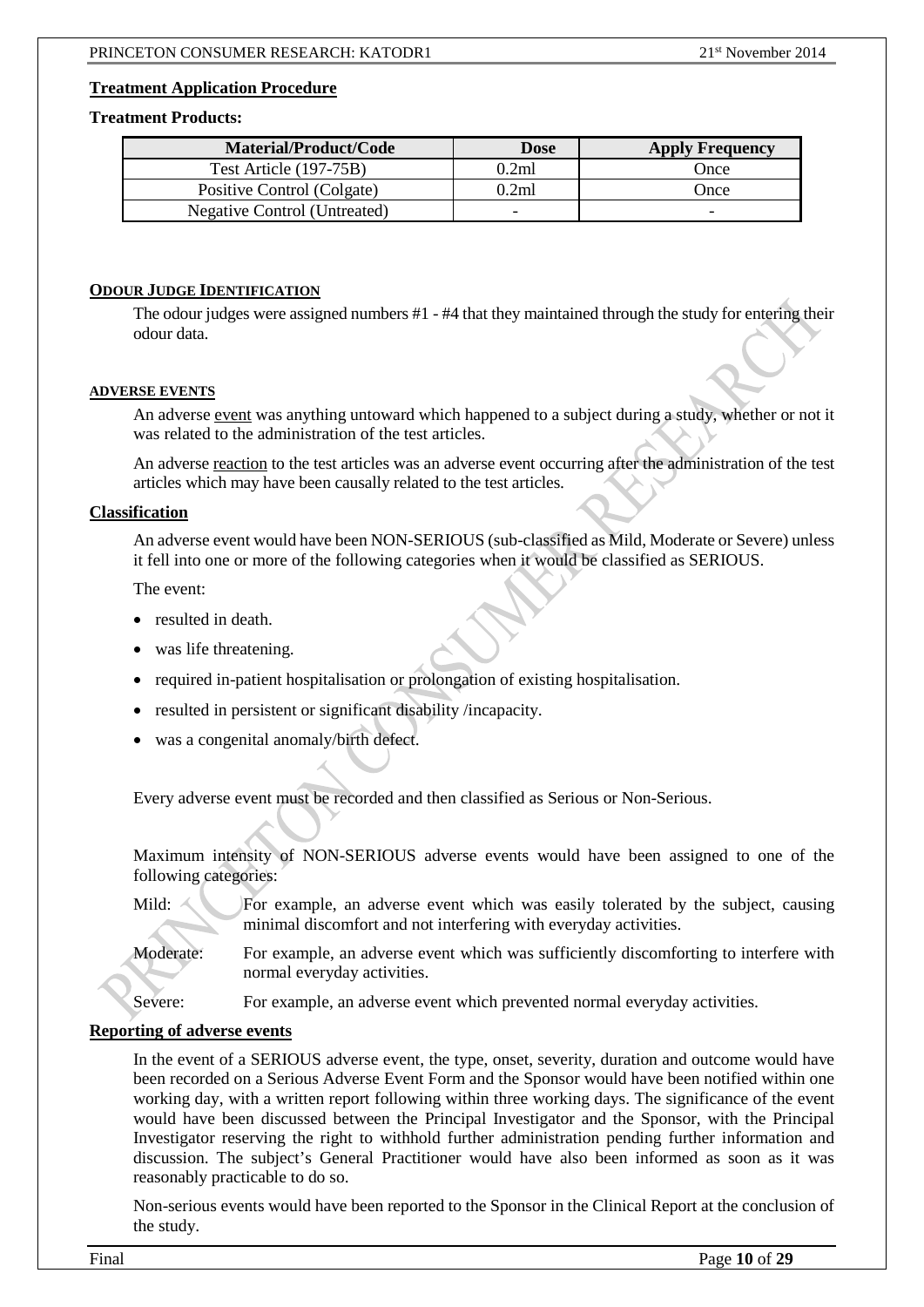## Treatment Application Procedure

**Treatment Products:**

| Material/Product/Code | Dose | Apply Frequency |
|---|---|---|
| Test Article (197-75B) | 0.2ml | Once |
| Positive Control (Colgate) | 0.2ml | Once |
| Negative Control (Untreated) | - | - |

### ODOUR JUDGE IDENTIFICATION

The odour judges were assigned numbers #1 - #4 that they maintained through the study for entering their odour data.

### ADVERSE EVENTS

An adverse event was anything untoward which happened to a subject during a study, whether or not it was related to the administration of the test articles.

An adverse reaction to the test articles was an adverse event occurring after the administration of the test articles which may have been causally related to the test articles.

### Classification

An adverse event would have been NON-SERIOUS (sub-classified as Mild, Moderate or Severe) unless it fell into one or more of the following categories when it would be classified as SERIOUS.

The event:

- resulted in death.
- was life threatening.
- required in-patient hospitalisation or prolongation of existing hospitalisation.
- resulted in persistent or significant disability /incapacity.
- was a congenital anomaly/birth defect.

Every adverse event must be recorded and then classified as Serious or Non-Serious.

Maximum intensity of NON-SERIOUS adverse events would have been assigned to one of the following categories:

Mild: For example, an adverse event which was easily tolerated by the subject, causing minimal discomfort and not interfering with everyday activities.

Moderate: For example, an adverse event which was sufficiently discomforting to interfere with normal everyday activities.

Severe: For example, an adverse event which prevented normal everyday activities.

### Reporting of adverse events

In the event of a SERIOUS adverse event, the type, onset, severity, duration and outcome would have been recorded on a Serious Adverse Event Form and the Sponsor would have been notified within one working day, with a written report following within three working days. The significance of the event would have been discussed between the Principal Investigator and the Sponsor, with the Principal Investigator reserving the right to withhold further administration pending further information and discussion. The subject's General Practitioner would have also been informed as soon as it was reasonably practicable to do so.

Non-serious events would have been reported to the Sponsor in the Clinical Report at the conclusion of the study.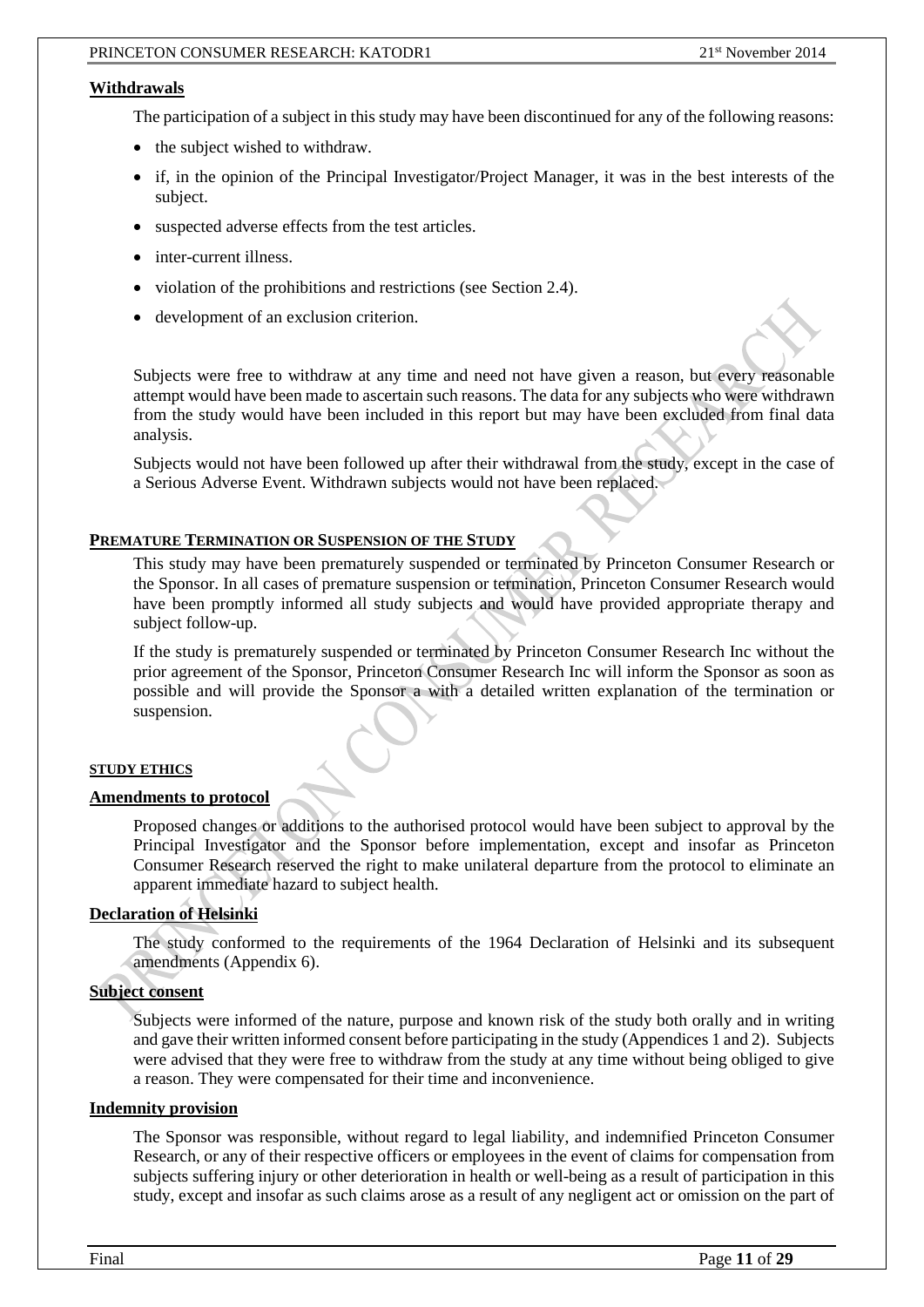## Withdrawals

The participation of a subject in this study may have been discontinued for any of the following reasons:

- the subject wished to withdraw.
- if, in the opinion of the Principal Investigator/Project Manager, it was in the best interests of the subject.
- suspected adverse effects from the test articles.
- inter-current illness.
- violation of the prohibitions and restrictions (see Section 2.4).
- development of an exclusion criterion.

Subjects were free to withdraw at any time and need not have given a reason, but every reasonable attempt would have been made to ascertain such reasons. The data for any subjects who were withdrawn from the study would have been included in this report but may have been excluded from final data analysis.

Subjects would not have been followed up after their withdrawal from the study, except in the case of a Serious Adverse Event. Withdrawn subjects would not have been replaced.

## PREMATURE TERMINATION OR SUSPENSION OF THE STUDY

This study may have been prematurely suspended or terminated by Princeton Consumer Research or the Sponsor. In all cases of premature suspension or termination, Princeton Consumer Research would have been promptly informed all study subjects and would have provided appropriate therapy and subject follow-up.

If the study is prematurely suspended or terminated by Princeton Consumer Research Inc without the prior agreement of the Sponsor, Princeton Consumer Research Inc will inform the Sponsor as soon as possible and will provide the Sponsor a with a detailed written explanation of the termination or suspension.

## STUDY ETHICS

### Amendments to protocol

Proposed changes or additions to the authorised protocol would have been subject to approval by the Principal Investigator and the Sponsor before implementation, except and insofar as Princeton Consumer Research reserved the right to make unilateral departure from the protocol to eliminate an apparent immediate hazard to subject health.

### Declaration of Helsinki

The study conformed to the requirements of the 1964 Declaration of Helsinki and its subsequent amendments (Appendix 6).

### Subject consent

Subjects were informed of the nature, purpose and known risk of the study both orally and in writing and gave their written informed consent before participating in the study (Appendices 1 and 2). Subjects were advised that they were free to withdraw from the study at any time without being obliged to give a reason. They were compensated for their time and inconvenience.

### Indemnity provision

The Sponsor was responsible, without regard to legal liability, and indemnified Princeton Consumer Research, or any of their respective officers or employees in the event of claims for compensation from subjects suffering injury or other deterioration in health or well-being as a result of participation in this study, except and insofar as such claims arose as a result of any negligent act or omission on the part of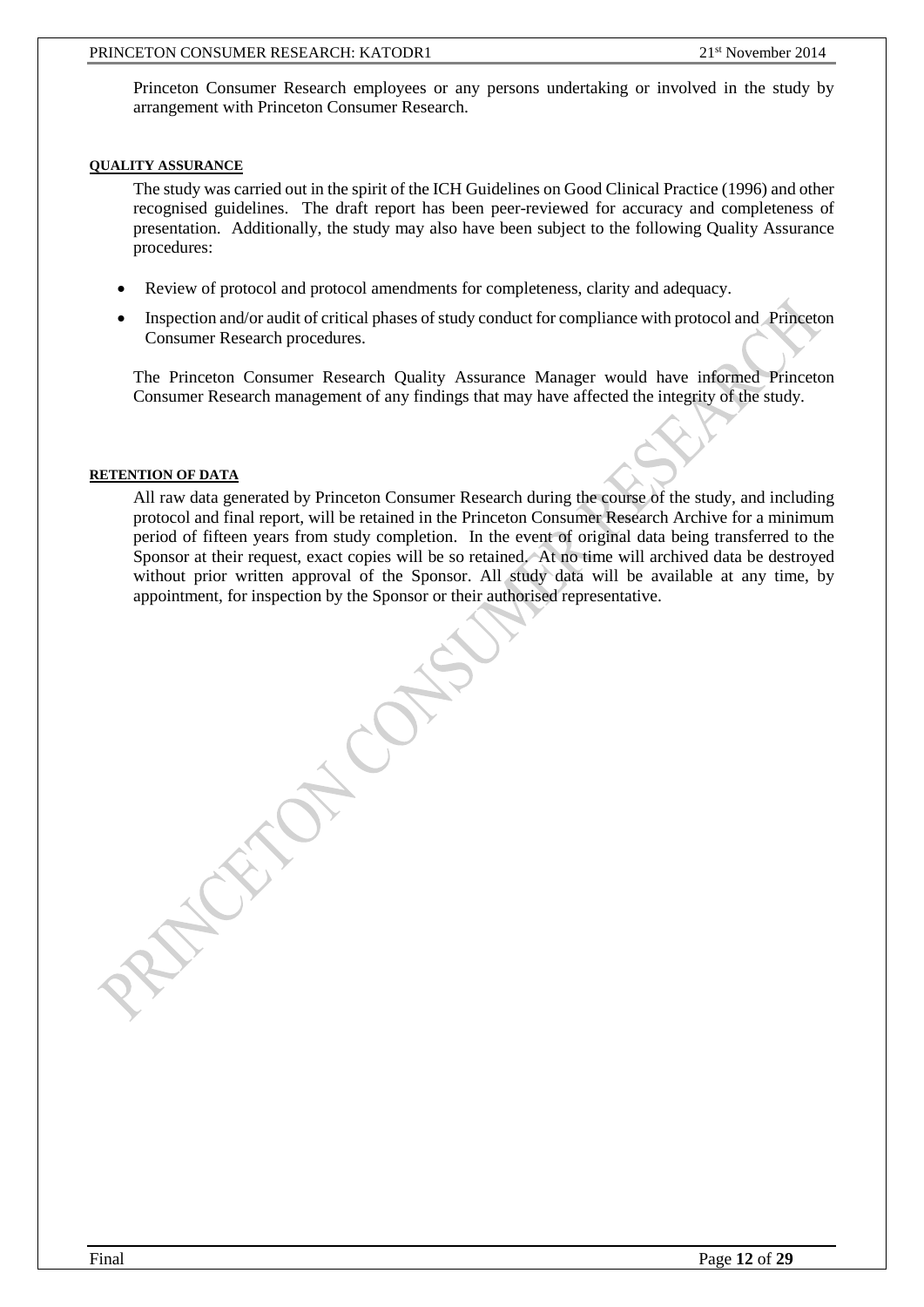Princeton Consumer Research employees or any persons undertaking or involved in the study by arrangement with Princeton Consumer Research.

#### QUALITY ASSURANCE

The study was carried out in the spirit of the ICH Guidelines on Good Clinical Practice (1996) and other recognised guidelines. The draft report has been peer-reviewed for accuracy and completeness of presentation. Additionally, the study may also have been subject to the following Quality Assurance procedures:

- Review of protocol and protocol amendments for completeness, clarity and adequacy.
- Inspection and/or audit of critical phases of study conduct for compliance with protocol and Princeton Consumer Research procedures.

The Princeton Consumer Research Quality Assurance Manager would have informed Princeton Consumer Research management of any findings that may have affected the integrity of the study.

#### RETENTION OF DATA

All raw data generated by Princeton Consumer Research during the course of the study, and including protocol and final report, will be retained in the Princeton Consumer Research Archive for a minimum period of fifteen years from study completion. In the event of original data being transferred to the Sponsor at their request, exact copies will be so retained. At no time will archived data be destroyed without prior written approval of the Sponsor. All study data will be available at any time, by appointment, for inspection by the Sponsor or their authorised representative.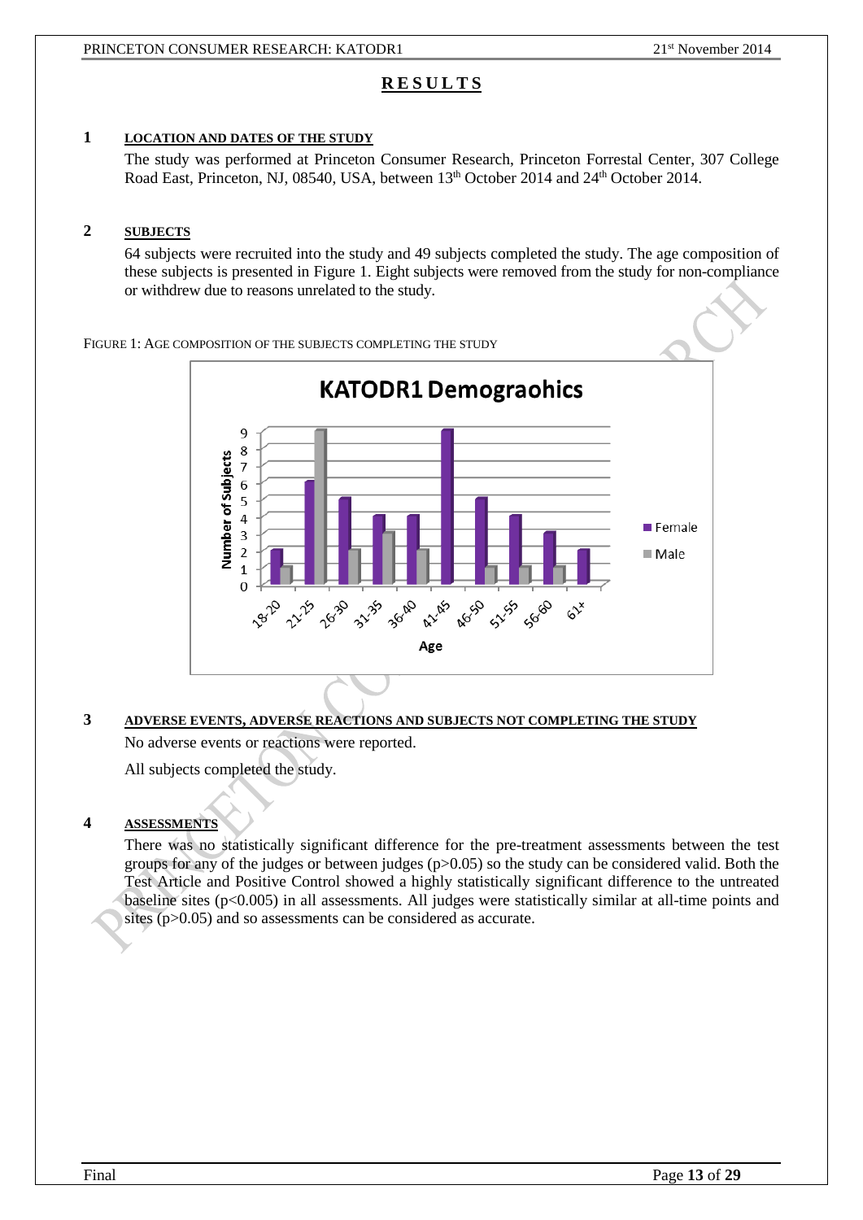# RESULTS

## 1 LOCATION AND DATES OF THE STUDY

The study was performed at Princeton Consumer Research, Princeton Forrestal Center, 307 College Road East, Princeton, NJ, 08540, USA, between 13th October 2014 and 24th October 2014.

## 2 SUBJECTS

64 subjects were recruited into the study and 49 subjects completed the study. The age composition of these subjects is presented in Figure 1. Eight subjects were removed from the study for non-compliance or withdrew due to reasons unrelated to the study.

FIGURE 1: AGE COMPOSITION OF THE SUBJECTS COMPLETING THE STUDY

**KATODR1 Demograohics**

| Age | Female | Male |
|---|---|---|
| 18-20 | 2 | 1 |
| 21-25 | 6 | 9 |
| 26-30 | 5 | 2 |
| 31-35 | 4 | 3 |
| 36-40 | 4 | 2 |
| 41-45 | 9 | 0 |
| 46-50 | 5 | 1 |
| 51-55 | 4 | 1 |
| 56-60 | 3 | 1 |
| 61+ | 2 | 0 |

## 3 ADVERSE EVENTS, ADVERSE REACTIONS AND SUBJECTS NOT COMPLETING THE STUDY

No adverse events or reactions were reported.

All subjects completed the study.

## 4 ASSESSMENTS

There was no statistically significant difference for the pre-treatment assessments between the test groups for any of the judges or between judges ($p>0.05$) so the study can be considered valid. Both the Test Article and Positive Control showed a highly statistically significant difference to the untreated baseline sites ($p<0.005$) in all assessments. All judges were statistically similar at all-time points and sites ($p>0.05$) and so assessments can be considered as accurate.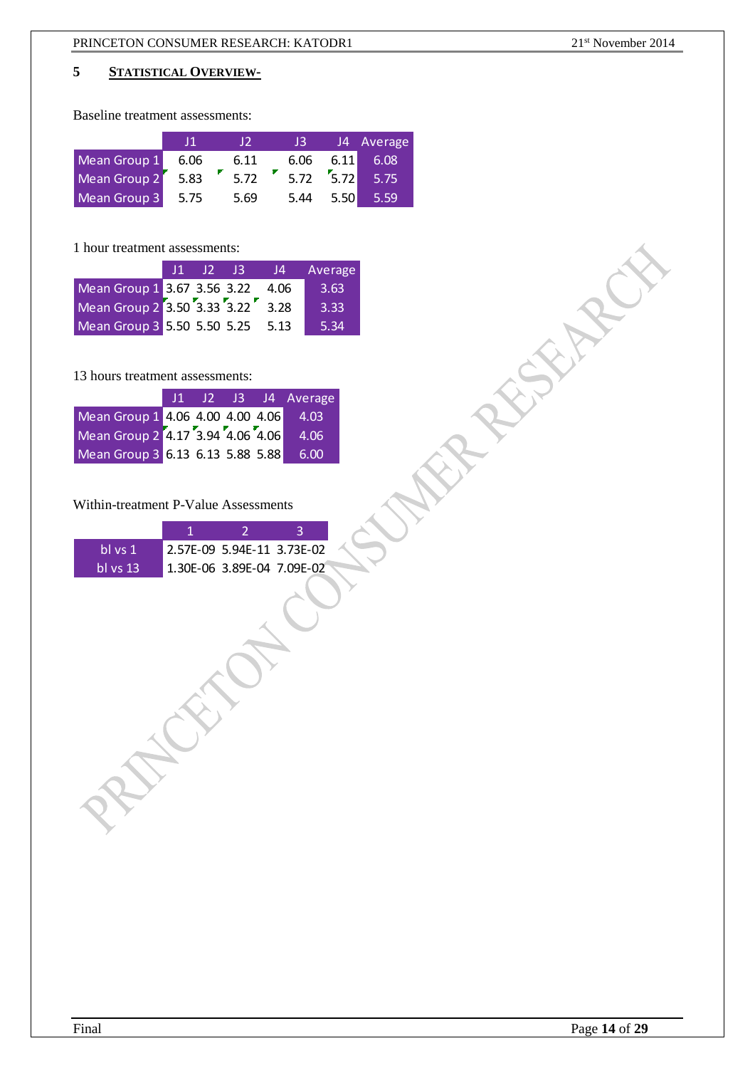## 5 STATISTICAL OVERVIEW-

Baseline treatment assessments:

| | J1 | J2 | J3 | J4 | Average |
|---|---|---|---|---|---|
| Mean Group 1 | 6.06 | 6.11 | 6.06 | 6.11 | 6.08 |
| Mean Group 2 | 5.83 | 5.72 | 5.72 | 5.72 | 5.75 |
| Mean Group 3 | 5.75 | 5.69 | 5.44 | 5.50 | 5.59 |

1 hour treatment assessments:

| | J1 | J2 | J3 | J4 | Average |
|---|---|---|---|---|---|
| Mean Group 1 | 3.67 | 3.56 | 3.22 | 4.06 | 3.63 |
| Mean Group 2 | 3.50 | 3.33 | 3.22 | 3.28 | 3.33 |
| Mean Group 3 | 5.50 | 5.50 | 5.25 | 5.13 | 5.34 |

13 hours treatment assessments:

| | J1 | J2 | J3 | J4 | Average |
|---|---|---|---|---|---|
| Mean Group 1 | 4.06 | 4.00 | 4.00 | 4.06 | 4.03 |
| Mean Group 2 | 4.17 | 3.94 | 4.06 | 4.06 | 4.06 |
| Mean Group 3 | 6.13 | 6.13 | 5.88 | 5.88 | 6.00 |

Within-treatment P-Value Assessments

| | 1 | 2 | 3 |
|---|---|---|---|
| bl vs 1 | 2.57E-09 | 5.94E-11 | 3.73E-02 |
| bl vs 13 | 1.30E-06 | 3.89E-04 | 7.09E-02 |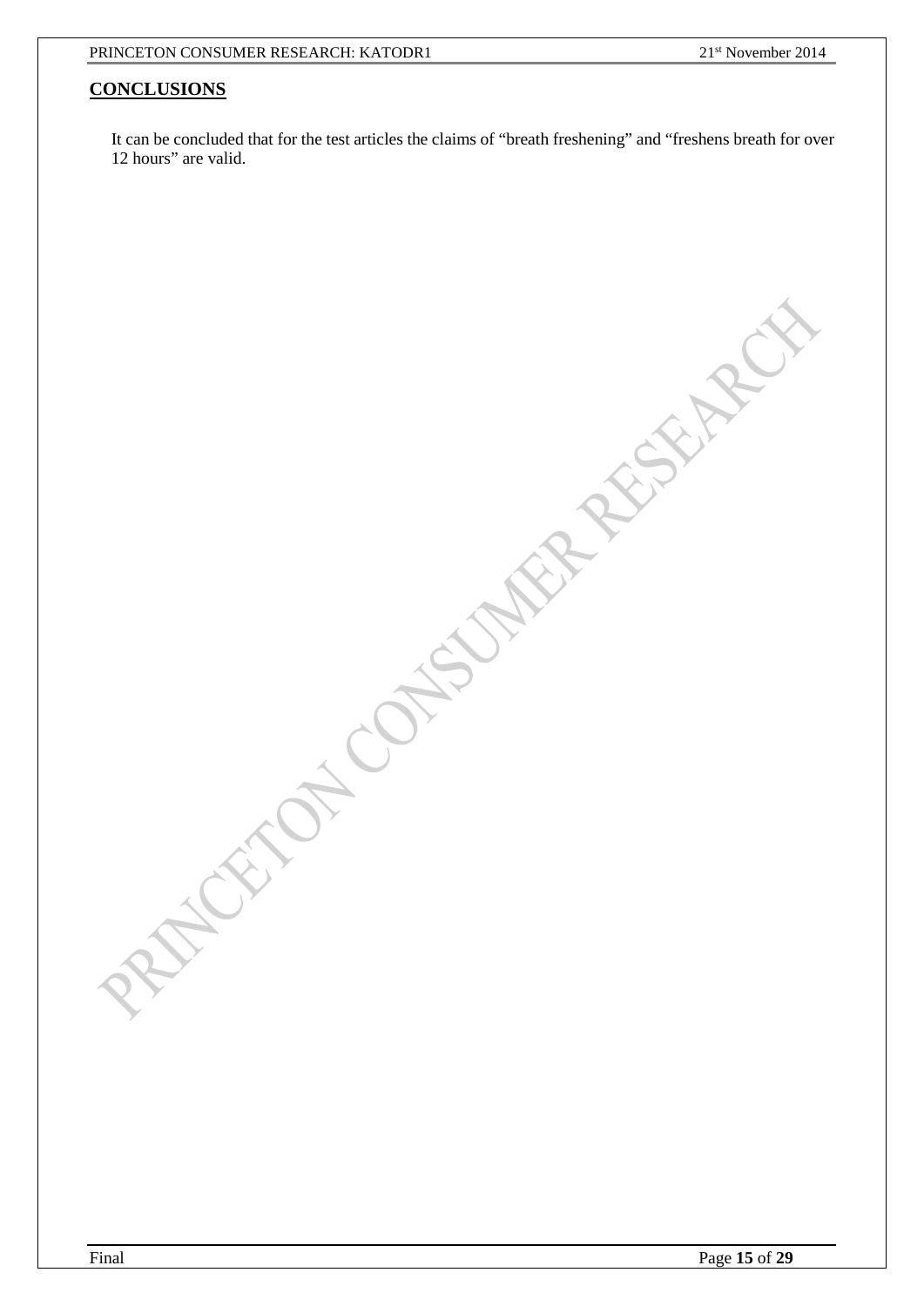## CONCLUSIONS

It can be concluded that for the test articles the claims of “breath freshening” and “freshens breath for over 12 hours” are valid.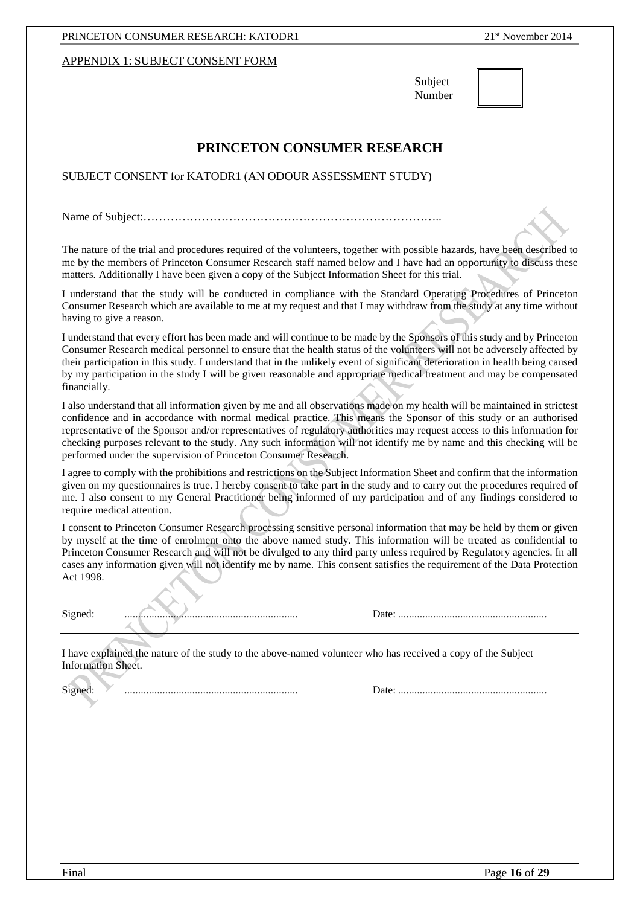APPENDIX 1: SUBJECT CONSENT FORM

Subject Number

## PRINCETON CONSUMER RESEARCH

SUBJECT CONSENT for KATODR1 (AN ODOUR ASSESSMENT STUDY)

Name of Subject:…………………………………………………………………..

The nature of the trial and procedures required of the volunteers, together with possible hazards, have been described to me by the members of Princeton Consumer Research staff named below and I have had an opportunity to discuss these matters. Additionally I have been given a copy of the Subject Information Sheet for this trial.

I understand that the study will be conducted in compliance with the Standard Operating Procedures of Princeton Consumer Research which are available to me at my request and that I may withdraw from the study at any time without having to give a reason.

I understand that every effort has been made and will continue to be made by the Sponsors of this study and by Princeton Consumer Research medical personnel to ensure that the health status of the volunteers will not be adversely affected by their participation in this study. I understand that in the unlikely event of significant deterioration in health being caused by my participation in the study I will be given reasonable and appropriate medical treatment and may be compensated financially.

I also understand that all information given by me and all observations made on my health will be maintained in strictest confidence and in accordance with normal medical practice. This means the Sponsor of this study or an authorised representative of the Sponsor and/or representatives of regulatory authorities may request access to this information for checking purposes relevant to the study. Any such information will not identify me by name and this checking will be performed under the supervision of Princeton Consumer Research.

I agree to comply with the prohibitions and restrictions on the Subject Information Sheet and confirm that the information given on my questionnaires is true. I hereby consent to take part in the study and to carry out the procedures required of me. I also consent to my General Practitioner being informed of my participation and of any findings considered to require medical attention.

I consent to Princeton Consumer Research processing sensitive personal information that may be held by them or given by myself at the time of enrolment onto the above named study. This information will be treated as confidential to Princeton Consumer Research and will not be divulged to any third party unless required by Regulatory agencies. In all cases any information given will not identify me by name. This consent satisfies the requirement of the Data Protection Act 1998.

Signed: ............................................................... Date: .......................................................

---

I have explained the nature of the study to the above-named volunteer who has received a copy of the Subject Information Sheet.

Signed: ............................................................... Date: .......................................................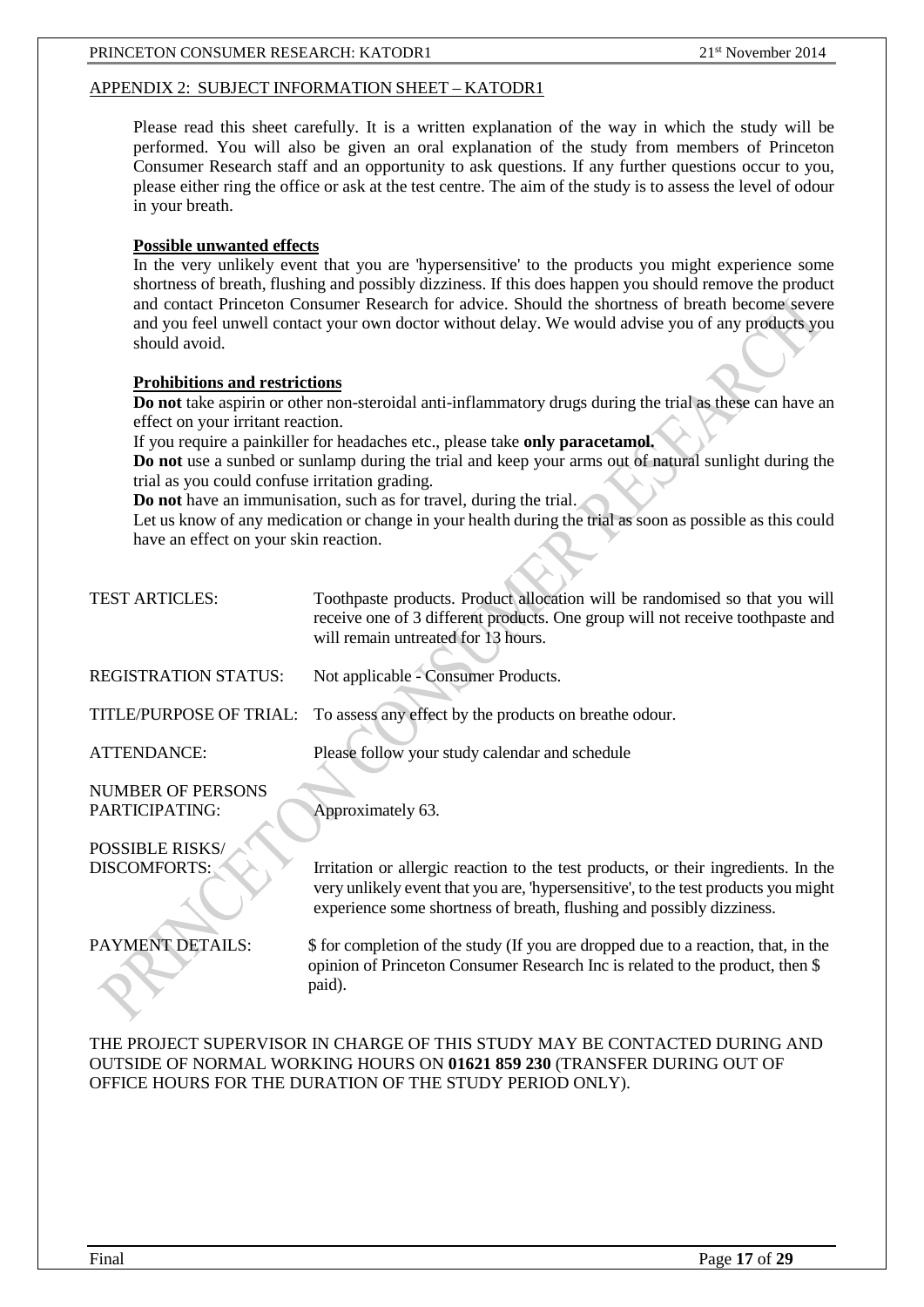## APPENDIX 2: SUBJECT INFORMATION SHEET – KATODR1

Please read this sheet carefully. It is a written explanation of the way in which the study will be performed. You will also be given an oral explanation of the study from members of Princeton Consumer Research staff and an opportunity to ask questions. If any further questions occur to you, please either ring the office or ask at the test centre. The aim of the study is to assess the level of odour in your breath.

### Possible unwanted effects

In the very unlikely event that you are 'hypersensitive' to the products you might experience some shortness of breath, flushing and possibly dizziness. If this does happen you should remove the product and contact Princeton Consumer Research for advice. Should the shortness of breath become severe and you feel unwell contact your own doctor without delay. We would advise you of any products you should avoid.

### Prohibitions and restrictions

**Do not** take aspirin or other non-steroidal anti-inflammatory drugs during the trial as these can have an effect on your irritant reaction.

If you require a painkiller for headaches etc., please take **only paracetamol.**

**Do not** use a sunbed or sunlamp during the trial and keep your arms out of natural sunlight during the trial as you could confuse irritation grading.

**Do not** have an immunisation, such as for travel, during the trial.

Let us know of any medication or change in your health during the trial as soon as possible as this could have an effect on your skin reaction.

| | |
|---|---|
| TEST ARTICLES: | Toothpaste products. Product allocation will be randomised so that you will receive one of 3 different products. One group will not receive toothpaste and will remain untreated for 13 hours. |
| REGISTRATION STATUS: | Not applicable - Consumer Products. |
| TITLE/PURPOSE OF TRIAL: | To assess any effect by the products on breathe odour. |
| ATTENDANCE: | Please follow your study calendar and schedule |
| NUMBER OF PERSONS PARTICIPATING: | Approximately 63. |
| POSSIBLE RISKS/ DISCOMFORTS: | Irritation or allergic reaction to the test products, or their ingredients. In the very unlikely event that you are, 'hypersensitive', to the test products you might experience some shortness of breath, flushing and possibly dizziness. |
| PAYMENT DETAILS: | $ for completion of the study (If you are dropped due to a reaction, that, in the opinion of Princeton Consumer Research Inc is related to the product, then $ paid). |

THE PROJECT SUPERVISOR IN CHARGE OF THIS STUDY MAY BE CONTACTED DURING AND OUTSIDE OF NORMAL WORKING HOURS ON **01621 859 230** (TRANSFER DURING OUT OF OFFICE HOURS FOR THE DURATION OF THE STUDY PERIOD ONLY).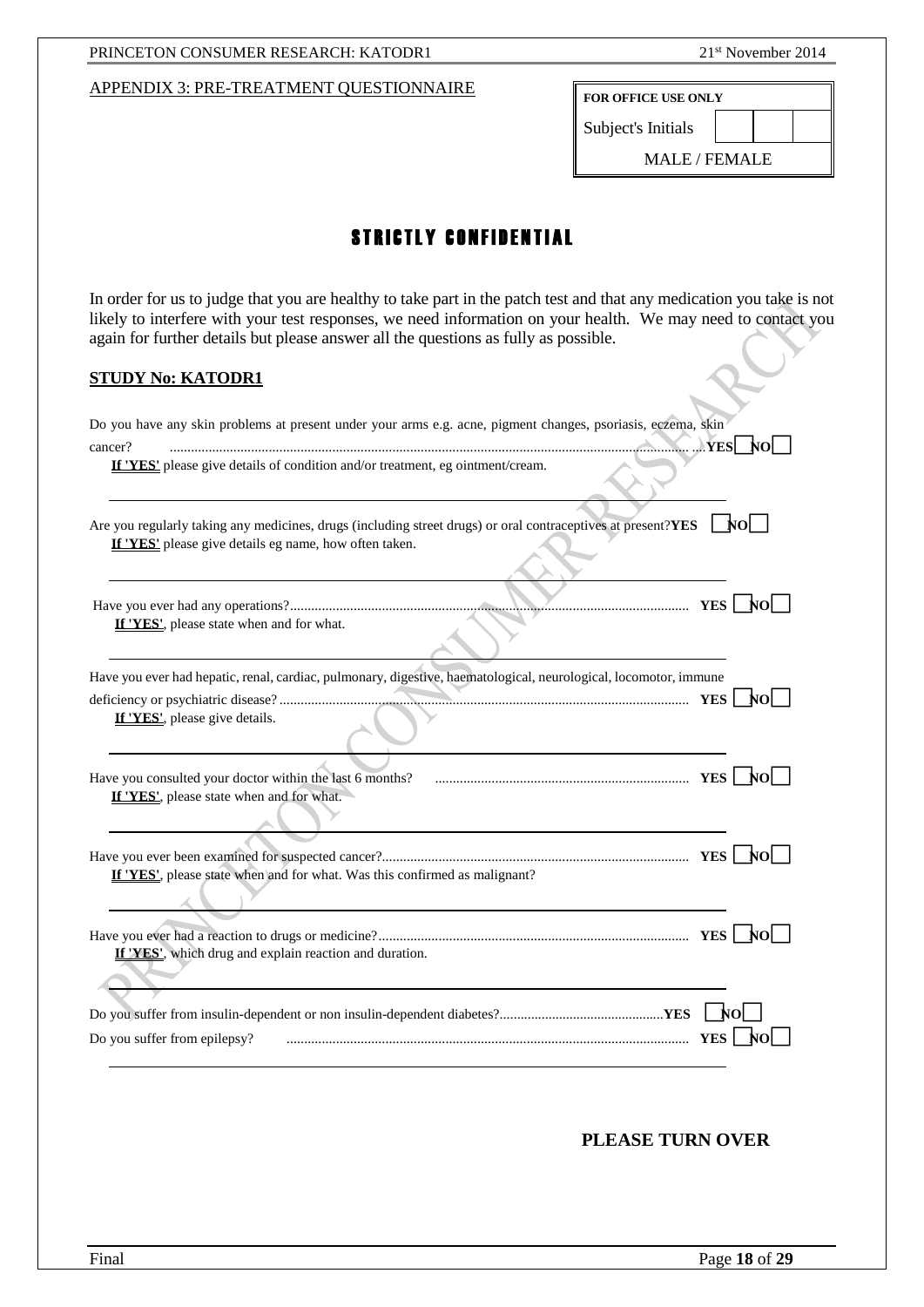APPENDIX 3: PRE-TREATMENT QUESTIONNAIRE

| FOR OFFICE USE ONLY | | | |
|---|---|---|---|
| Subject's Initials | | | |
| MALE / FEMALE | | | |

## STRICTLY CONFIDENTIAL

In order for us to judge that you are healthy to take part in the patch test and that any medication you take is not likely to interfere with your test responses, we need information on your health. We may need to contact you again for further details but please answer all the questions as fully as possible.

**STUDY No: KATODR1**

Do you have any skin problems at present under your arms e.g. acne, pigment changes, psoriasis, eczema, skin cancer? ................................................................ **YES** ☐ **NO** ☐

**If 'YES'** please give details of condition and/or treatment, eg ointment/cream.

_______________________________________________

Are you regularly taking any medicines, drugs (including street drugs) or oral contraceptives at present? **YES** ☐ **NO** ☐

**If 'YES'** please give details eg name, how often taken.

_______________________________________________

Have you ever had any operations?................................................................ **YES** ☐ **NO** ☐

**If 'YES'**, please state when and for what.

_______________________________________________

Have you ever had hepatic, renal, cardiac, pulmonary, digestive, haematological, neurological, locomotor, immune deficiency or psychiatric disease? ................................................................ **YES** ☐ **NO** ☐

**If 'YES'**, please give details.

_______________________________________________

Have you consulted your doctor within the last 6 months? ................................................................ **YES** ☐ **NO** ☐

**If 'YES'**, please state when and for what.

_______________________________________________

Have you ever been examined for suspected cancer?................................................................ **YES** ☐ **NO** ☐

**If 'YES'**, please state when and for what. Was this confirmed as malignant?

_______________________________________________

Have you ever had a reaction to drugs or medicine?................................................................ **YES** ☐ **NO** ☐

**If 'YES'**, which drug and explain reaction and duration.

_______________________________________________

Do you suffer from insulin-dependent or non insulin-dependent diabetes?................................................................ **YES** ☐ **NO** ☐

Do you suffer from epilepsy? ................................................................ **YES** ☐ **NO** ☐

_______________________________________________

**PLEASE TURN OVER**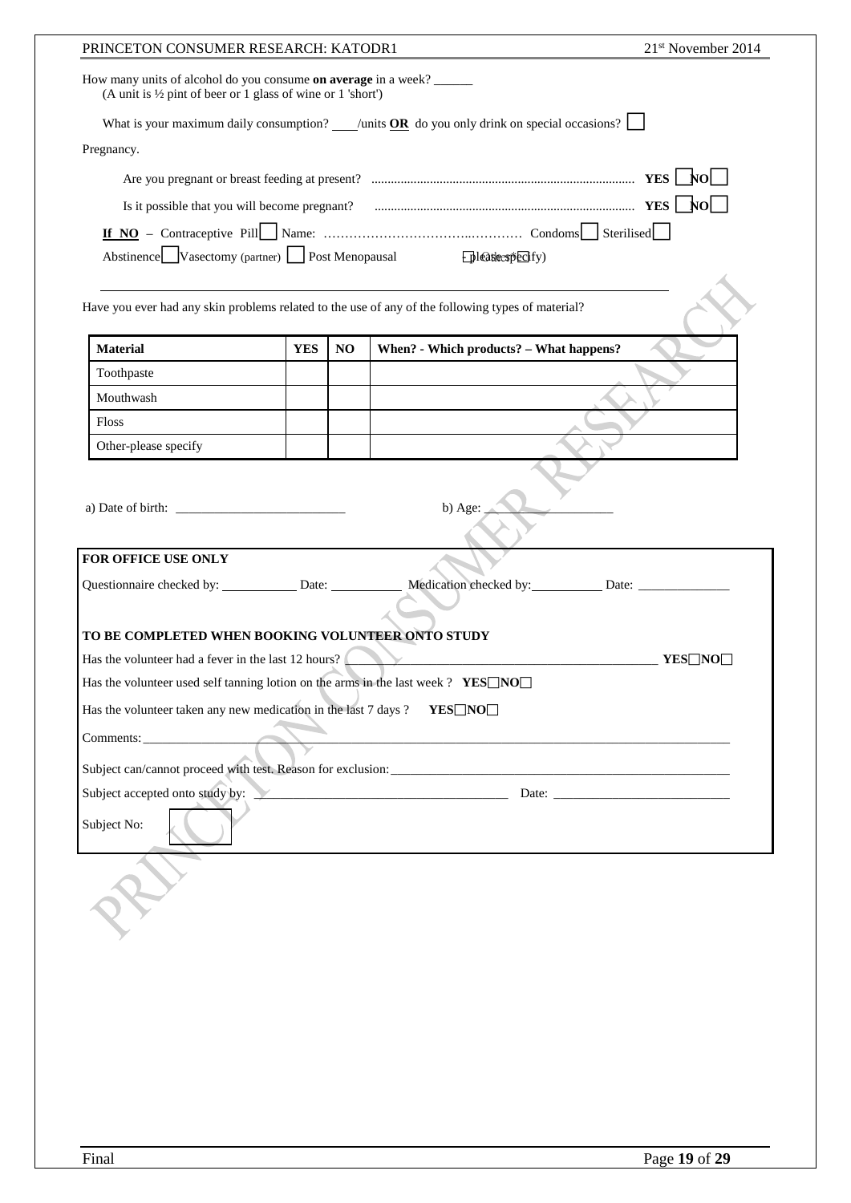How many units of alcohol do you consume **on average** in a week? ______
(A unit is ½ pint of beer or 1 glass of wine or 1 'short')

What is your maximum daily consumption? ____/units **OR** do you only drink on special occasions? ☐

Pregnancy.

Are you pregnant or breast feeding at present? ............................................................................... **YES** ☐ **NO** ☐

Is it possible that you will become pregnant? ............................................................................... **YES** ☐ **NO** ☐

**If NO** – Contraceptive Pill ☐ Name: ……………………………..………… Condoms ☐ Sterilised ☐

Abstinence ☐ Vasectomy (partner) ☐ Post Menopausal ☐ Other (please specify)

---

Have you ever had any skin problems related to the use of any of the following types of material?

| Material | YES | NO | When? - Which products? – What happens? |
|---|---|---|---|
| Toothpaste | | | |
| Mouthwash | | | |
| Floss | | | |
| Other-please specify | | | |

a) Date of birth: ___________________________ b) Age: ____________________

**FOR OFFICE USE ONLY**

Questionnaire checked by: ____________ Date: ___________ Medication checked by: ___________ Date: ______________

**TO BE COMPLETED WHEN BOOKING VOLUNTEER ONTO STUDY**

Has the volunteer had a fever in the last 12 hours? ______________________________________________ **YES** ☐ **NO** ☐

Has the volunteer used self tanning lotion on the arms in the last week ? **YES** ☐ **NO** ☐

Has the volunteer taken any new medication in the last 7 days ? **YES** ☐ **NO** ☐

Comments: ________________________________________________________________________________________

Subject can/cannot proceed with test. Reason for exclusion: ______________________________________________________

Subject accepted onto study by: _________________________________________ Date: ___________________________

Subject No: ☐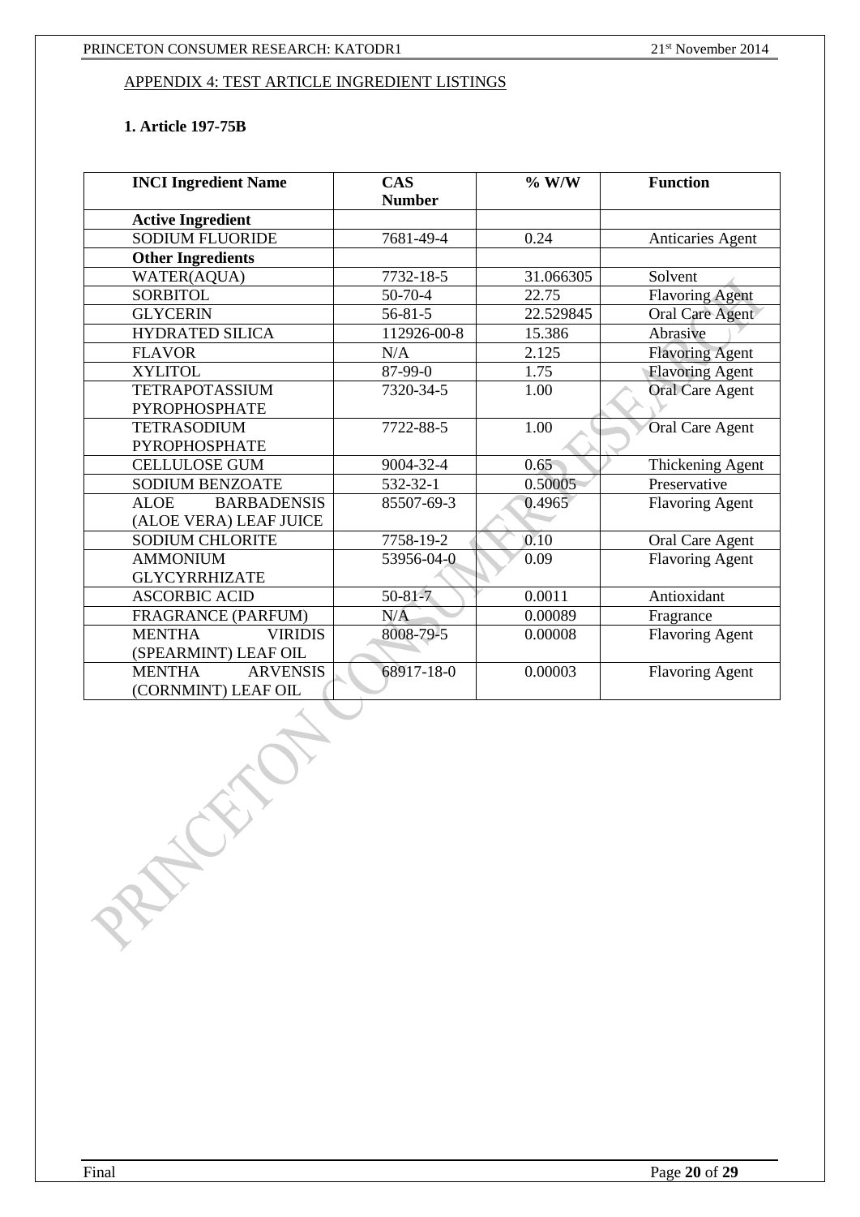APPENDIX 4: TEST ARTICLE INGREDIENT LISTINGS

### 1. Article 197-75B

| INCI Ingredient Name | CAS Number | % W/W | Function |
|---|---|---|---|
| **Active Ingredient** | | | |
| SODIUM FLUORIDE | 7681-49-4 | 0.24 | Anticaries Agent |
| **Other Ingredients** | | | |
| WATER(AQUA) | 7732-18-5 | 31.066305 | Solvent |
| SORBITOL | 50-70-4 | 22.75 | Flavoring Agent |
| GLYCERIN | 56-81-5 | 22.529845 | Oral Care Agent |
| HYDRATED SILICA | 112926-00-8 | 15.386 | Abrasive |
| FLAVOR | N/A | 2.125 | Flavoring Agent |
| XYLITOL | 87-99-0 | 1.75 | Flavoring Agent |
| TETRAPOTASSIUM PYROPHOSPHATE | 7320-34-5 | 1.00 | Oral Care Agent |
| TETRASODIUM PYROPHOSPHATE | 7722-88-5 | 1.00 | Oral Care Agent |
| CELLULOSE GUM | 9004-32-4 | 0.65 | Thickening Agent |
| SODIUM BENZOATE | 532-32-1 | 0.50005 | Preservative |
| ALOE BARBADENSIS (ALOE VERA) LEAF JUICE | 85507-69-3 | 0.4965 | Flavoring Agent |
| SODIUM CHLORITE | 7758-19-2 | 0.10 | Oral Care Agent |
| AMMONIUM GLYCYRRHIZATE | 53956-04-0 | 0.09 | Flavoring Agent |
| ASCORBIC ACID | 50-81-7 | 0.0011 | Antioxidant |
| FRAGRANCE (PARFUM) | N/A | 0.00089 | Fragrance |
| MENTHA VIRIDIS (SPEARMINT) LEAF OIL | 8008-79-5 | 0.00008 | Flavoring Agent |
| MENTHA ARVENSIS (CORNMINT) LEAF OIL | 68917-18-0 | 0.00003 | Flavoring Agent |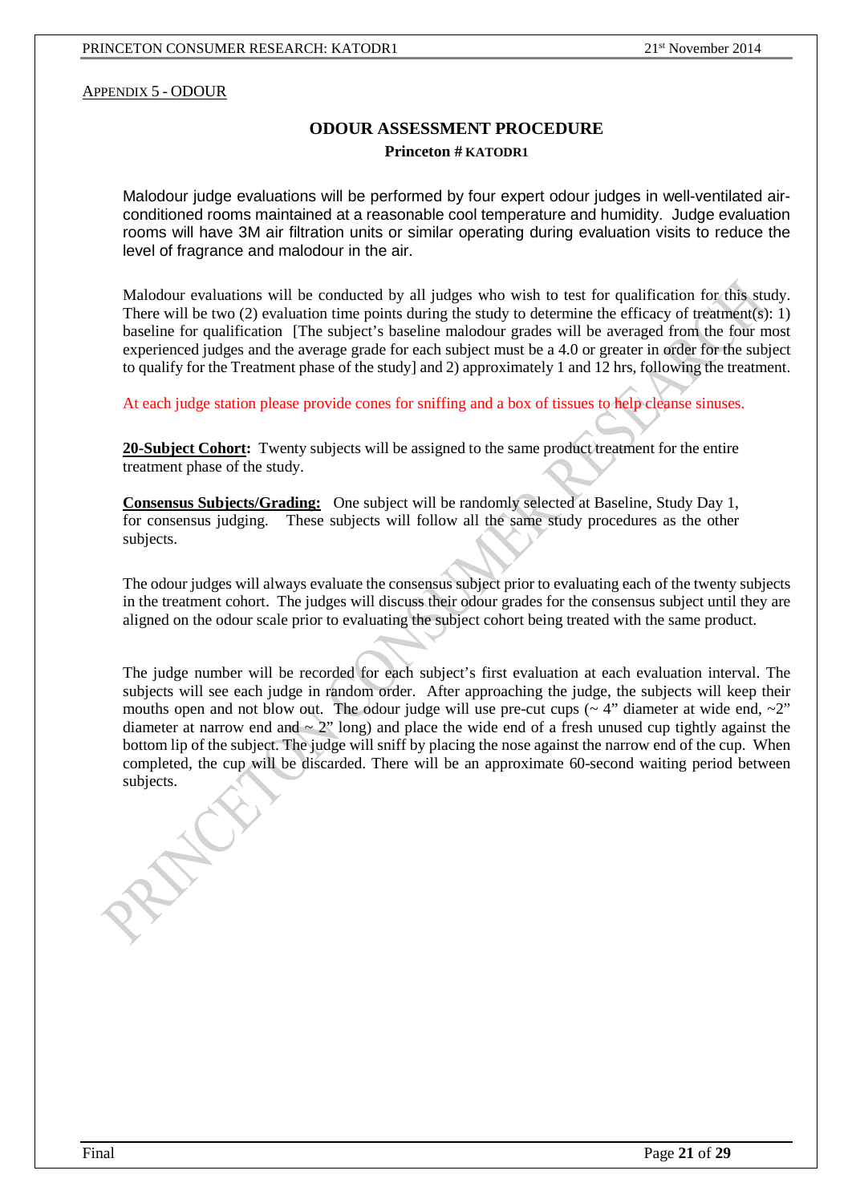APPENDIX 5 - ODOUR

## ODOUR ASSESSMENT PROCEDURE

**Princeton # KATODR1**

Malodour judge evaluations will be performed by four expert odour judges in well-ventilated air-conditioned rooms maintained at a reasonable cool temperature and humidity. Judge evaluation rooms will have 3M air filtration units or similar operating during evaluation visits to reduce the level of fragrance and malodour in the air.

Malodour evaluations will be conducted by all judges who wish to test for qualification for this study. There will be two (2) evaluation time points during the study to determine the efficacy of treatment(s): 1) baseline for qualification [The subject's baseline malodour grades will be averaged from the four most experienced judges and the average grade for each subject must be a 4.0 or greater in order for the subject to qualify for the Treatment phase of the study] and 2) approximately 1 and 12 hrs, following the treatment.

At each judge station please provide cones for sniffing and a box of tissues to help cleanse sinuses.

**20-Subject Cohort:** Twenty subjects will be assigned to the same product treatment for the entire treatment phase of the study.

**Consensus Subjects/Grading:** One subject will be randomly selected at Baseline, Study Day 1, for consensus judging. These subjects will follow all the same study procedures as the other subjects.

The odour judges will always evaluate the consensus subject prior to evaluating each of the twenty subjects in the treatment cohort. The judges will discuss their odour grades for the consensus subject until they are aligned on the odour scale prior to evaluating the subject cohort being treated with the same product.

The judge number will be recorded for each subject's first evaluation at each evaluation interval. The subjects will see each judge in random order. After approaching the judge, the subjects will keep their mouths open and not blow out. The odour judge will use pre-cut cups (~ 4" diameter at wide end, ~2" diameter at narrow end and ~ 2" long) and place the wide end of a fresh unused cup tightly against the bottom lip of the subject. The judge will sniff by placing the nose against the narrow end of the cup. When completed, the cup will be discarded. There will be an approximate 60-second waiting period between subjects.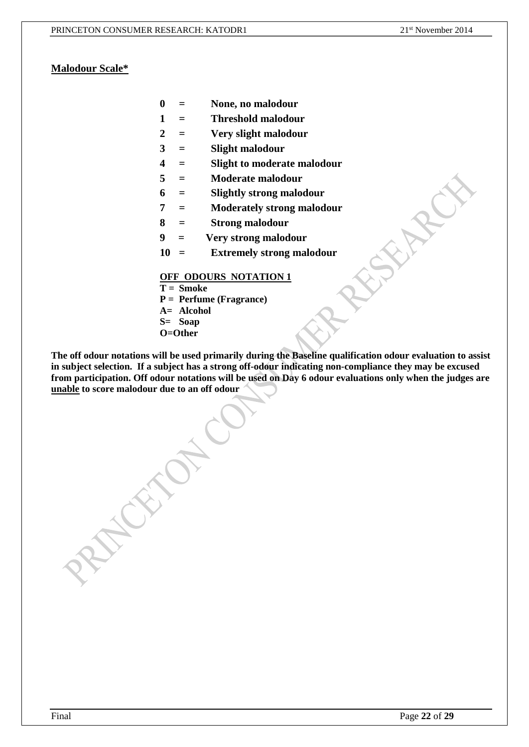**Malodour Scale***

**0 = None, no malodour**
**1 = Threshold malodour**
**2 = Very slight malodour**
**3 = Slight malodour**
**4 = Slight to moderate malodour**
**5 = Moderate malodour**
**6 = Slightly strong malodour**
**7 = Moderately strong malodour**
**8 = Strong malodour**
**9 = Very strong malodour**
**10 = Extremely strong malodour**

**OFF ODOURS NOTATION 1**

**T = Smoke**
**P = Perfume (Fragrance)**
**A= Alcohol**
**S= Soap**
**O=Other**

**The off odour notations will be used primarily during the Baseline qualification odour evaluation to assist in subject selection. If a subject has a strong off-odour indicating non-compliance they may be excused from participation. Off odour notations will be used on Day 6 odour evaluations only when the judges are unable to score malodour due to an off odour**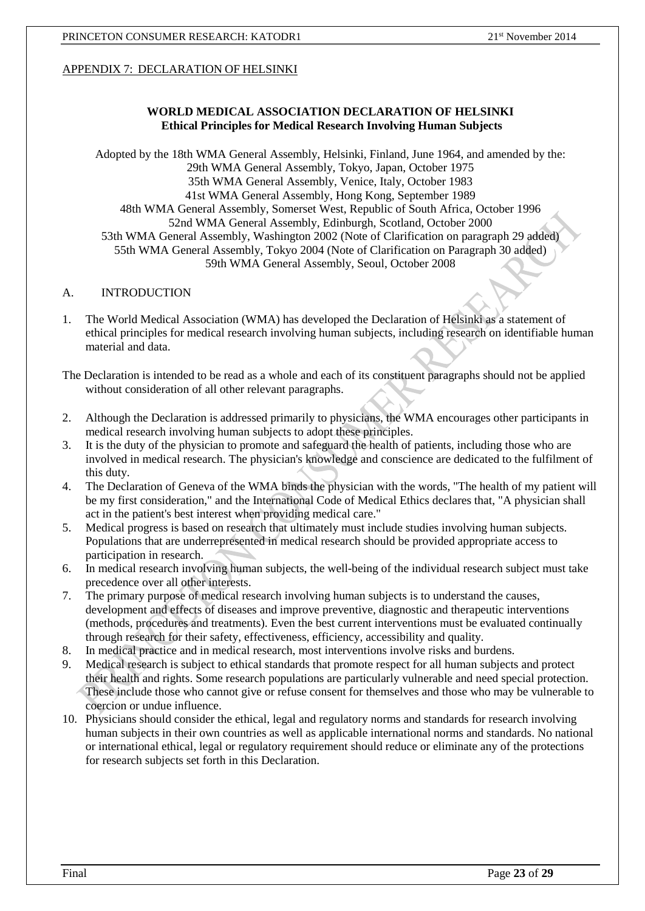APPENDIX 7: DECLARATION OF HELSINKI

**WORLD MEDICAL ASSOCIATION DECLARATION OF HELSINKI**
**Ethical Principles for Medical Research Involving Human Subjects**

Adopted by the 18th WMA General Assembly, Helsinki, Finland, June 1964, and amended by the:
29th WMA General Assembly, Tokyo, Japan, October 1975
35th WMA General Assembly, Venice, Italy, October 1983
41st WMA General Assembly, Hong Kong, September 1989
48th WMA General Assembly, Somerset West, Republic of South Africa, October 1996
52nd WMA General Assembly, Edinburgh, Scotland, October 2000
53th WMA General Assembly, Washington 2002 (Note of Clarification on paragraph 29 added)
55th WMA General Assembly, Tokyo 2004 (Note of Clarification on Paragraph 30 added)
59th WMA General Assembly, Seoul, October 2008

## A. INTRODUCTION

1. The World Medical Association (WMA) has developed the Declaration of Helsinki as a statement of ethical principles for medical research involving human subjects, including research on identifiable human material and data.

The Declaration is intended to be read as a whole and each of its constituent paragraphs should not be applied without consideration of all other relevant paragraphs.

2. Although the Declaration is addressed primarily to physicians, the WMA encourages other participants in medical research involving human subjects to adopt these principles.
3. It is the duty of the physician to promote and safeguard the health of patients, including those who are involved in medical research. The physician's knowledge and conscience are dedicated to the fulfilment of this duty.
4. The Declaration of Geneva of the WMA binds the physician with the words, "The health of my patient will be my first consideration," and the International Code of Medical Ethics declares that, "A physician shall act in the patient's best interest when providing medical care."
5. Medical progress is based on research that ultimately must include studies involving human subjects. Populations that are underrepresented in medical research should be provided appropriate access to participation in research.
6. In medical research involving human subjects, the well-being of the individual research subject must take precedence over all other interests.
7. The primary purpose of medical research involving human subjects is to understand the causes, development and effects of diseases and improve preventive, diagnostic and therapeutic interventions (methods, procedures and treatments). Even the best current interventions must be evaluated continually through research for their safety, effectiveness, efficiency, accessibility and quality.
8. In medical practice and in medical research, most interventions involve risks and burdens.
9. Medical research is subject to ethical standards that promote respect for all human subjects and protect their health and rights. Some research populations are particularly vulnerable and need special protection. These include those who cannot give or refuse consent for themselves and those who may be vulnerable to coercion or undue influence.
10. Physicians should consider the ethical, legal and regulatory norms and standards for research involving human subjects in their own countries as well as applicable international norms and standards. No national or international ethical, legal or regulatory requirement should reduce or eliminate any of the protections for research subjects set forth in this Declaration.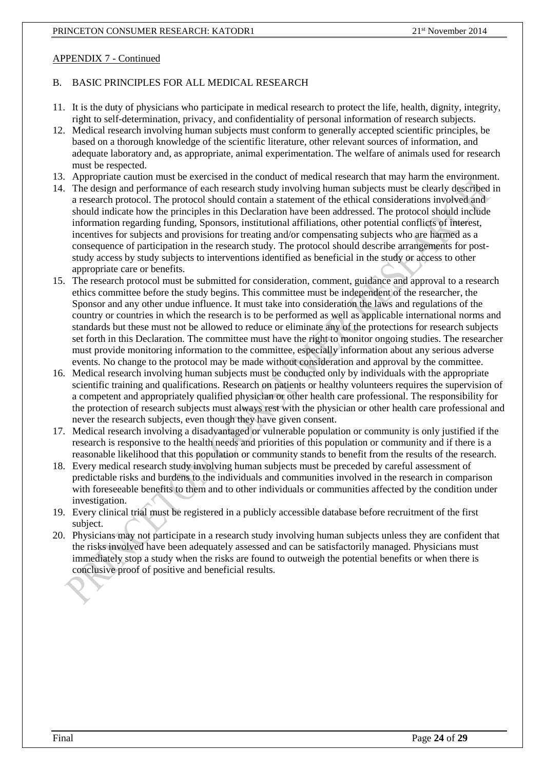APPENDIX 7 - Continued

## B. BASIC PRINCIPLES FOR ALL MEDICAL RESEARCH

11. It is the duty of physicians who participate in medical research to protect the life, health, dignity, integrity, right to self-determination, privacy, and confidentiality of personal information of research subjects.
12. Medical research involving human subjects must conform to generally accepted scientific principles, be based on a thorough knowledge of the scientific literature, other relevant sources of information, and adequate laboratory and, as appropriate, animal experimentation. The welfare of animals used for research must be respected.
13. Appropriate caution must be exercised in the conduct of medical research that may harm the environment.
14. The design and performance of each research study involving human subjects must be clearly described in a research protocol. The protocol should contain a statement of the ethical considerations involved and should indicate how the principles in this Declaration have been addressed. The protocol should include information regarding funding, Sponsors, institutional affiliations, other potential conflicts of interest, incentives for subjects and provisions for treating and/or compensating subjects who are harmed as a consequence of participation in the research study. The protocol should describe arrangements for post-study access by study subjects to interventions identified as beneficial in the study or access to other appropriate care or benefits.
15. The research protocol must be submitted for consideration, comment, guidance and approval to a research ethics committee before the study begins. This committee must be independent of the researcher, the Sponsor and any other undue influence. It must take into consideration the laws and regulations of the country or countries in which the research is to be performed as well as applicable international norms and standards but these must not be allowed to reduce or eliminate any of the protections for research subjects set forth in this Declaration. The committee must have the right to monitor ongoing studies. The researcher must provide monitoring information to the committee, especially information about any serious adverse events. No change to the protocol may be made without consideration and approval by the committee.
16. Medical research involving human subjects must be conducted only by individuals with the appropriate scientific training and qualifications. Research on patients or healthy volunteers requires the supervision of a competent and appropriately qualified physician or other health care professional. The responsibility for the protection of research subjects must always rest with the physician or other health care professional and never the research subjects, even though they have given consent.
17. Medical research involving a disadvantaged or vulnerable population or community is only justified if the research is responsive to the health needs and priorities of this population or community and if there is a reasonable likelihood that this population or community stands to benefit from the results of the research.
18. Every medical research study involving human subjects must be preceded by careful assessment of predictable risks and burdens to the individuals and communities involved in the research in comparison with foreseeable benefits to them and to other individuals or communities affected by the condition under investigation.
19. Every clinical trial must be registered in a publicly accessible database before recruitment of the first subject.
20. Physicians may not participate in a research study involving human subjects unless they are confident that the risks involved have been adequately assessed and can be satisfactorily managed. Physicians must immediately stop a study when the risks are found to outweigh the potential benefits or when there is conclusive proof of positive and beneficial results.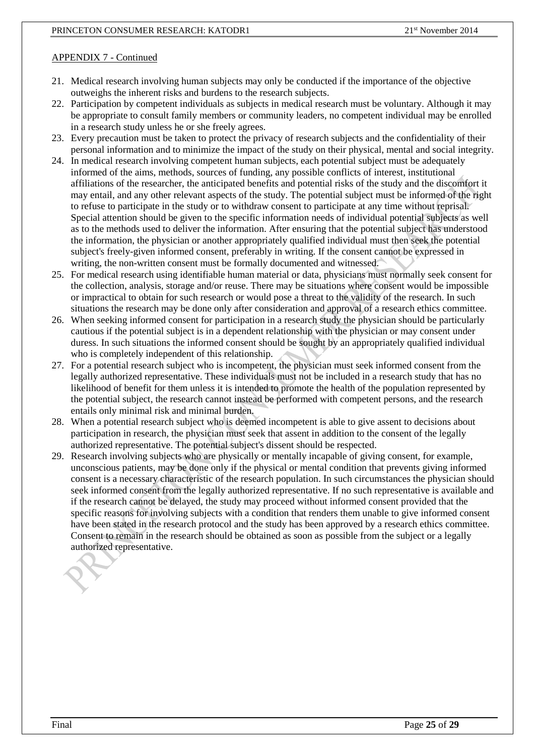APPENDIX 7 - Continued

21. Medical research involving human subjects may only be conducted if the importance of the objective outweighs the inherent risks and burdens to the research subjects.
22. Participation by competent individuals as subjects in medical research must be voluntary. Although it may be appropriate to consult family members or community leaders, no competent individual may be enrolled in a research study unless he or she freely agrees.
23. Every precaution must be taken to protect the privacy of research subjects and the confidentiality of their personal information and to minimize the impact of the study on their physical, mental and social integrity.
24. In medical research involving competent human subjects, each potential subject must be adequately informed of the aims, methods, sources of funding, any possible conflicts of interest, institutional affiliations of the researcher, the anticipated benefits and potential risks of the study and the discomfort it may entail, and any other relevant aspects of the study. The potential subject must be informed of the right to refuse to participate in the study or to withdraw consent to participate at any time without reprisal. Special attention should be given to the specific information needs of individual potential subjects as well as to the methods used to deliver the information. After ensuring that the potential subject has understood the information, the physician or another appropriately qualified individual must then seek the potential subject's freely-given informed consent, preferably in writing. If the consent cannot be expressed in writing, the non-written consent must be formally documented and witnessed.
25. For medical research using identifiable human material or data, physicians must normally seek consent for the collection, analysis, storage and/or reuse. There may be situations where consent would be impossible or impractical to obtain for such research or would pose a threat to the validity of the research. In such situations the research may be done only after consideration and approval of a research ethics committee.
26. When seeking informed consent for participation in a research study the physician should be particularly cautious if the potential subject is in a dependent relationship with the physician or may consent under duress. In such situations the informed consent should be sought by an appropriately qualified individual who is completely independent of this relationship.
27. For a potential research subject who is incompetent, the physician must seek informed consent from the legally authorized representative. These individuals must not be included in a research study that has no likelihood of benefit for them unless it is intended to promote the health of the population represented by the potential subject, the research cannot instead be performed with competent persons, and the research entails only minimal risk and minimal burden.
28. When a potential research subject who is deemed incompetent is able to give assent to decisions about participation in research, the physician must seek that assent in addition to the consent of the legally authorized representative. The potential subject's dissent should be respected.
29. Research involving subjects who are physically or mentally incapable of giving consent, for example, unconscious patients, may be done only if the physical or mental condition that prevents giving informed consent is a necessary characteristic of the research population. In such circumstances the physician should seek informed consent from the legally authorized representative. If no such representative is available and if the research cannot be delayed, the study may proceed without informed consent provided that the specific reasons for involving subjects with a condition that renders them unable to give informed consent have been stated in the research protocol and the study has been approved by a research ethics committee. Consent to remain in the research should be obtained as soon as possible from the subject or a legally authorized representative.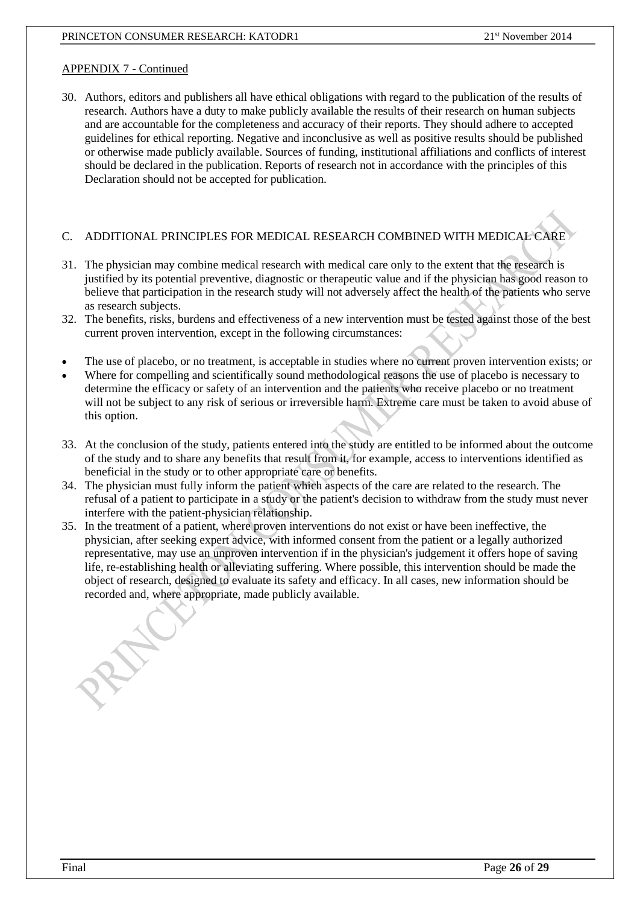APPENDIX 7 - Continued

30. Authors, editors and publishers all have ethical obligations with regard to the publication of the results of research. Authors have a duty to make publicly available the results of their research on human subjects and are accountable for the completeness and accuracy of their reports. They should adhere to accepted guidelines for ethical reporting. Negative and inconclusive as well as positive results should be published or otherwise made publicly available. Sources of funding, institutional affiliations and conflicts of interest should be declared in the publication. Reports of research not in accordance with the principles of this Declaration should not be accepted for publication.

## C. ADDITIONAL PRINCIPLES FOR MEDICAL RESEARCH COMBINED WITH MEDICAL CARE

31. The physician may combine medical research with medical care only to the extent that the research is justified by its potential preventive, diagnostic or therapeutic value and if the physician has good reason to believe that participation in the research study will not adversely affect the health of the patients who serve as research subjects.
32. The benefits, risks, burdens and effectiveness of a new intervention must be tested against those of the best current proven intervention, except in the following circumstances:

- The use of placebo, or no treatment, is acceptable in studies where no current proven intervention exists; or
- Where for compelling and scientifically sound methodological reasons the use of placebo is necessary to determine the efficacy or safety of an intervention and the patients who receive placebo or no treatment will not be subject to any risk of serious or irreversible harm. Extreme care must be taken to avoid abuse of this option.

33. At the conclusion of the study, patients entered into the study are entitled to be informed about the outcome of the study and to share any benefits that result from it, for example, access to interventions identified as beneficial in the study or to other appropriate care or benefits.
34. The physician must fully inform the patient which aspects of the care are related to the research. The refusal of a patient to participate in a study or the patient's decision to withdraw from the study must never interfere with the patient-physician relationship.
35. In the treatment of a patient, where proven interventions do not exist or have been ineffective, the physician, after seeking expert advice, with informed consent from the patient or a legally authorized representative, may use an unproven intervention if in the physician's judgement it offers hope of saving life, re-establishing health or alleviating suffering. Where possible, this intervention should be made the object of research, designed to evaluate its safety and efficacy. In all cases, new information should be recorded and, where appropriate, made publicly available.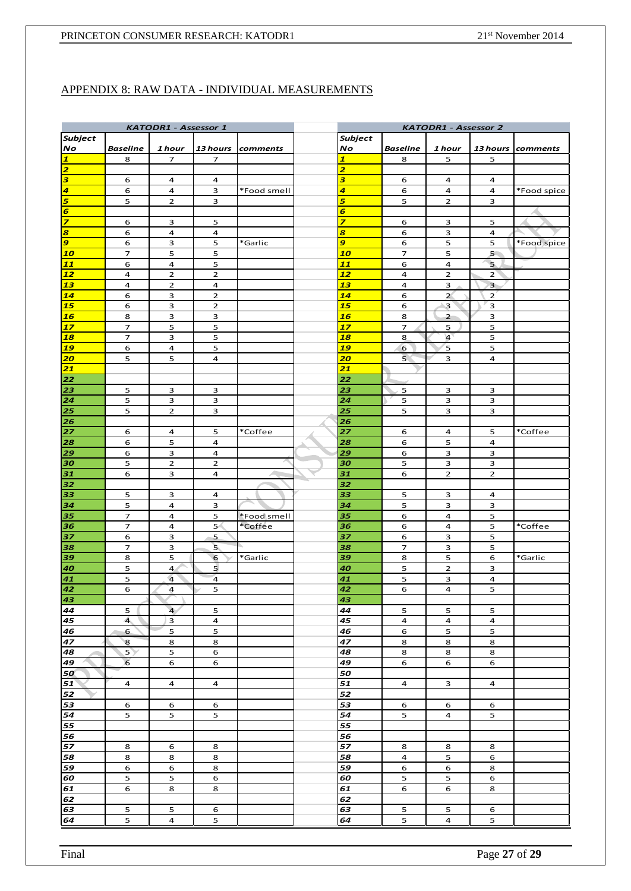## APPENDIX 8: RAW DATA - INDIVIDUAL MEASUREMENTS

| KATODR1 - Assessor 1 | | | | |
|---|---|---|---|---|
| Subject No | Baseline | 1 hour | 13 hours | comments |
| 1 | 8 | 7 | 7 | |
| 2 | | | | |
| 3 | 6 | 4 | 4 | |
| 4 | 6 | 4 | 3 | *Food smell |
| 5 | 5 | 2 | 3 | |
| 6 | | | | |
| 7 | 6 | 3 | 5 | |
| 8 | 6 | 4 | 4 | |
| 9 | 6 | 3 | 5 | *Garlic |
| 10 | 7 | 5 | 5 | |
| 11 | 6 | 4 | 5 | |
| 12 | 4 | 2 | 2 | |
| 13 | 4 | 2 | 4 | |
| 14 | 6 | 3 | 2 | |
| 15 | 6 | 3 | 2 | |
| 16 | 8 | 3 | 3 | |
| 17 | 7 | 5 | 5 | |
| 18 | 7 | 3 | 5 | |
| 19 | 6 | 4 | 5 | |
| 20 | 5 | 5 | 4 | |
| 21 | | | | |
| 22 | | | | |
| 23 | 5 | 3 | 3 | |
| 24 | 5 | 3 | 3 | |
| 25 | 5 | 2 | 3 | |
| 26 | | | | |
| 27 | 6 | 4 | 5 | *Coffee |
| 28 | 6 | 5 | 4 | |
| 29 | 6 | 3 | 4 | |
| 30 | 5 | 2 | 2 | |
| 31 | 6 | 3 | 4 | |
| 32 | | | | |
| 33 | 5 | 3 | 4 | |
| 34 | 5 | 4 | 3 | |
| 35 | 7 | 4 | 5 | *Food smell |
| 36 | 7 | 4 | 5 | *Coffee |
| 37 | 6 | 3 | 5 | |
| 38 | 7 | 3 | 5 | |
| 39 | 8 | 5 | 6 | *Garlic |
| 40 | 5 | 4 | 5 | |
| 41 | 5 | 4 | 4 | |
| 42 | 6 | 4 | 5 | |
| 43 | | | | |
| 44 | 5 | 4 | 5 | |
| 45 | 4 | 3 | 4 | |
| 46 | 6 | 5 | 5 | |
| 47 | 8 | 8 | 8 | |
| 48 | 5 | 5 | 6 | |
| 49 | 6 | 6 | 6 | |
| 50 | | | | |
| 51 | 4 | 4 | 4 | |
| 52 | | | | |
| 53 | 6 | 6 | 6 | |
| 54 | 5 | 5 | 5 | |
| 55 | | | | |
| 56 | | | | |
| 57 | 8 | 6 | 8 | |
| 58 | 8 | 8 | 8 | |
| 59 | 6 | 6 | 8 | |
| 60 | 5 | 5 | 6 | |
| 61 | 6 | 8 | 8 | |
| 62 | | | | |
| 63 | 5 | 5 | 6 | |
| 64 | 5 | 4 | 5 | |

| KATODR1 - Assessor 2 | | | | |
|---|---|---|---|---|
| Subject No | Baseline | 1 hour | 13 hours | comments |
| 1 | 8 | 5 | 5 | |
| 2 | | | | |
| 3 | 6 | 4 | 4 | |
| 4 | 6 | 4 | 4 | *Food spice |
| 5 | 5 | 2 | 3 | |
| 6 | | | | |
| 7 | 6 | 3 | 5 | |
| 8 | 6 | 3 | 4 | |
| 9 | 6 | 5 | 5 | *Food spice |
| 10 | 7 | 5 | 5 | |
| 11 | 6 | 4 | 5 | |
| 12 | 4 | 2 | 2 | |
| 13 | 4 | 3 | 3 | |
| 14 | 6 | 2 | 2 | |
| 15 | 6 | 3 | 3 | |
| 16 | 8 | 2 | 3 | |
| 17 | 7 | 5 | 5 | |
| 18 | 8 | 4 | 5 | |
| 19 | 6 | 5 | 5 | |
| 20 | 5 | 3 | 4 | |
| 21 | | | | |
| 22 | | | | |
| 23 | 5 | 3 | 3 | |
| 24 | 5 | 3 | 3 | |
| 25 | 5 | 3 | 3 | |
| 26 | | | | |
| 27 | 6 | 4 | 5 | *Coffee |
| 28 | 6 | 5 | 4 | |
| 29 | 6 | 3 | 3 | |
| 30 | 5 | 3 | 3 | |
| 31 | 6 | 2 | 2 | |
| 32 | | | | |
| 33 | 5 | 3 | 4 | |
| 34 | 5 | 3 | 3 | |
| 35 | 6 | 4 | 5 | |
| 36 | 6 | 4 | 5 | *Coffee |
| 37 | 6 | 3 | 5 | |
| 38 | 7 | 3 | 5 | |
| 39 | 8 | 5 | 6 | *Garlic |
| 40 | 5 | 2 | 3 | |
| 41 | 5 | 3 | 4 | |
| 42 | 6 | 4 | 5 | |
| 43 | | | | |
| 44 | 5 | 5 | 5 | |
| 45 | 4 | 4 | 4 | |
| 46 | 6 | 5 | 5 | |
| 47 | 8 | 8 | 8 | |
| 48 | 8 | 8 | 8 | |
| 49 | 6 | 6 | 6 | |
| 50 | | | | |
| 51 | 4 | 3 | 4 | |
| 52 | | | | |
| 53 | 6 | 6 | 6 | |
| 54 | 5 | 4 | 5 | |
| 55 | | | | |
| 56 | | | | |
| 57 | 8 | 8 | 8 | |
| 58 | 4 | 5 | 6 | |
| 59 | 6 | 6 | 8 | |
| 60 | 5 | 5 | 6 | |
| 61 | 6 | 6 | 8 | |
| 62 | | | | |
| 63 | 5 | 5 | 6 | |
| 64 | 5 | 4 | 5 | |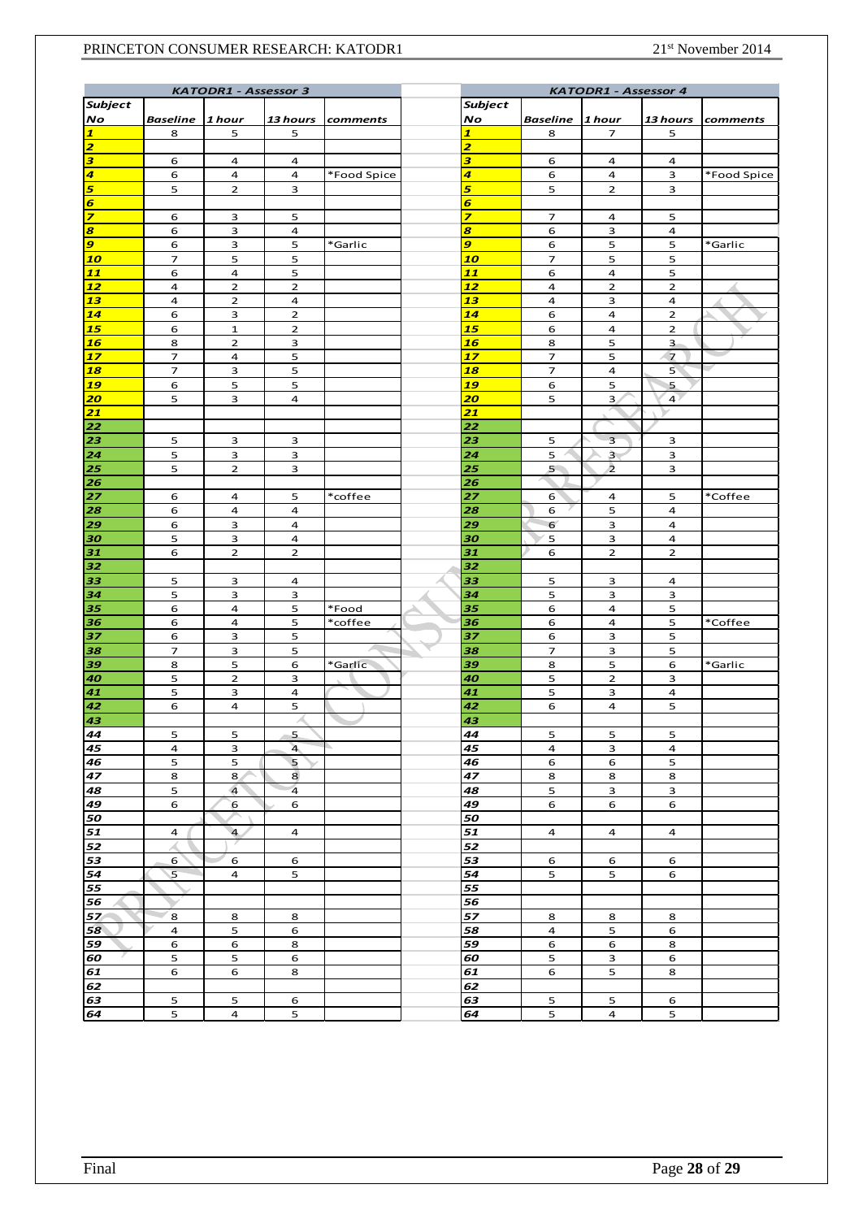| KATODR1 - Assessor 3 | | | | |
|---|---|---|---|---|
| Subject No | Baseline | 1 hour | 13 hours | comments |
| 1 | 8 | 5 | 5 | |
| 2 | | | | |
| 3 | 6 | 4 | 4 | |
| 4 | 6 | 4 | 4 | *Food Spice |
| 5 | 5 | 2 | 3 | |
| 6 | | | | |
| 7 | 6 | 3 | 5 | |
| 8 | 6 | 3 | 4 | |
| 9 | 6 | 3 | 5 | *Garlic |
| 10 | 7 | 5 | 5 | |
| 11 | 6 | 4 | 5 | |
| 12 | 4 | 2 | 2 | |
| 13 | 4 | 2 | 4 | |
| 14 | 6 | 3 | 2 | |
| 15 | 6 | 1 | 2 | |
| 16 | 8 | 2 | 3 | |
| 17 | 7 | 4 | 5 | |
| 18 | 7 | 3 | 5 | |
| 19 | 6 | 5 | 5 | |
| 20 | 5 | 3 | 4 | |
| 21 | | | | |
| 22 | | | | |
| 23 | 5 | 3 | 3 | |
| 24 | 5 | 3 | 3 | |
| 25 | 5 | 2 | 3 | |
| 26 | | | | |
| 27 | 6 | 4 | 5 | *coffee |
| 28 | 6 | 4 | 4 | |
| 29 | 6 | 3 | 4 | |
| 30 | 5 | 3 | 4 | |
| 31 | 6 | 2 | 2 | |
| 32 | | | | |
| 33 | 5 | 3 | 4 | |
| 34 | 5 | 3 | 3 | |
| 35 | 6 | 4 | 5 | *Food |
| 36 | 6 | 4 | 5 | *coffee |
| 37 | 6 | 3 | 5 | |
| 38 | 7 | 3 | 5 | |
| 39 | 8 | 5 | 6 | *Garlic |
| 40 | 5 | 2 | 3 | |
| 41 | 5 | 3 | 4 | |
| 42 | 6 | 4 | 5 | |
| 43 | | | | |
| 44 | 5 | 5 | 5 | |
| 45 | 4 | 3 | 4 | |
| 46 | 5 | 5 | 5 | |
| 47 | 8 | 8 | 8 | |
| 48 | 5 | 4 | 4 | |
| 49 | 6 | 6 | 6 | |
| 50 | | | | |
| 51 | 4 | 4 | 4 | |
| 52 | | | | |
| 53 | 6 | 6 | 6 | |
| 54 | 5 | 4 | 5 | |
| 55 | | | | |
| 56 | | | | |
| 57 | 8 | 8 | 8 | |
| 58 | 4 | 5 | 6 | |
| 59 | 6 | 6 | 8 | |
| 60 | 5 | 5 | 6 | |
| 61 | 6 | 6 | 8 | |
| 62 | | | | |
| 63 | 5 | 5 | 6 | |
| 64 | 5 | 4 | 5 | |

| KATODR1 - Assessor 4 | | | | |
|---|---|---|---|---|
| Subject No | Baseline | 1 hour | 13 hours | comments |
| 1 | 8 | 7 | 5 | |
| 2 | | | | |
| 3 | 6 | 4 | 4 | |
| 4 | 6 | 4 | 3 | *Food Spice |
| 5 | 5 | 2 | 3 | |
| 6 | | | | |
| 7 | 7 | 4 | 5 | |
| 8 | 6 | 3 | 4 | |
| 9 | 6 | 5 | 5 | *Garlic |
| 10 | 7 | 5 | 5 | |
| 11 | 6 | 4 | 5 | |
| 12 | 4 | 2 | 2 | |
| 13 | 4 | 3 | 4 | |
| 14 | 6 | 4 | 2 | |
| 15 | 6 | 4 | 2 | |
| 16 | 8 | 5 | 3 | |
| 17 | 7 | 5 | 7 | |
| 18 | 7 | 4 | 5 | |
| 19 | 6 | 5 | 5 | |
| 20 | 5 | 3 | 4 | |
| 21 | | | | |
| 22 | | | | |
| 23 | 5 | 3 | 3 | |
| 24 | 5 | 3 | 3 | |
| 25 | 5 | 2 | 3 | |
| 26 | | | | |
| 27 | 6 | 4 | 5 | *Coffee |
| 28 | 6 | 5 | 4 | |
| 29 | 6 | 3 | 4 | |
| 30 | 5 | 3 | 4 | |
| 31 | 6 | 2 | 2 | |
| 32 | | | | |
| 33 | 5 | 3 | 4 | |
| 34 | 5 | 3 | 3 | |
| 35 | 6 | 4 | 5 | |
| 36 | 6 | 4 | 5 | *Coffee |
| 37 | 6 | 3 | 5 | |
| 38 | 7 | 3 | 5 | |
| 39 | 8 | 5 | 6 | *Garlic |
| 40 | 5 | 2 | 3 | |
| 41 | 5 | 3 | 4 | |
| 42 | 6 | 4 | 5 | |
| 43 | | | | |
| 44 | 5 | 5 | 5 | |
| 45 | 4 | 3 | 4 | |
| 46 | 6 | 6 | 5 | |
| 47 | 8 | 8 | 8 | |
| 48 | 5 | 3 | 3 | |
| 49 | 6 | 6 | 6 | |
| 50 | | | | |
| 51 | 4 | 4 | 4 | |
| 52 | | | | |
| 53 | 6 | 6 | 6 | |
| 54 | 5 | 5 | 6 | |
| 55 | | | | |
| 56 | | | | |
| 57 | 8 | 8 | 8 | |
| 58 | 4 | 5 | 6 | |
| 59 | 6 | 6 | 8 | |
| 60 | 5 | 3 | 6 | |
| 61 | 6 | 5 | 8 | |
| 62 | | | | |
| 63 | 5 | 5 | 6 | |
| 64 | 5 | 4 | 5 | |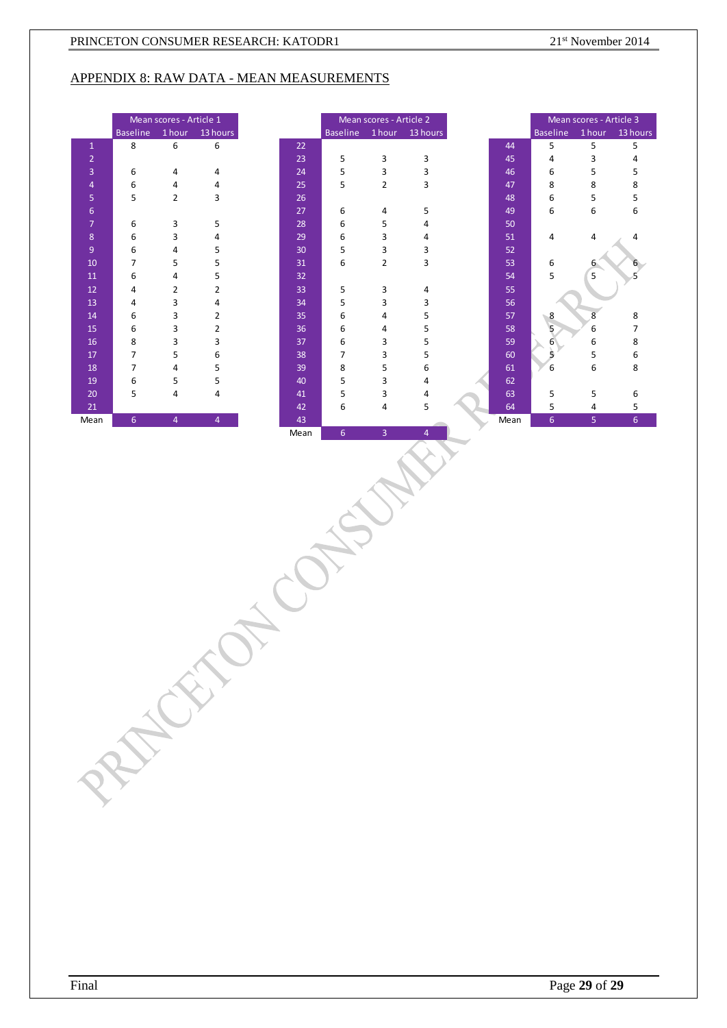## APPENDIX 8: RAW DATA - MEAN MEASUREMENTS

| | Mean scores - Article 1 | | |
|---|---|---|---|
| | Baseline | 1 hour | 13 hours |
| 1 | 8 | 6 | 6 |
| 2 | | | |
| 3 | 6 | 4 | 4 |
| 4 | 6 | 4 | 4 |
| 5 | 5 | 2 | 3 |
| 6 | | | |
| 7 | 6 | 3 | 5 |
| 8 | 6 | 3 | 4 |
| 9 | 6 | 4 | 5 |
| 10 | 7 | 5 | 5 |
| 11 | 6 | 4 | 5 |
| 12 | 4 | 2 | 2 |
| 13 | 4 | 3 | 4 |
| 14 | 6 | 3 | 2 |
| 15 | 6 | 3 | 2 |
| 16 | 8 | 3 | 3 |
| 17 | 7 | 5 | 6 |
| 18 | 7 | 4 | 5 |
| 19 | 6 | 5 | 5 |
| 20 | 5 | 4 | 4 |
| 21 | | | |
| Mean | 6 | 4 | 4 |

| | Mean scores - Article 2 | | |
|---|---|---|---|
| | Baseline | 1 hour | 13 hours |
| 22 | | | |
| 23 | 5 | 3 | 3 |
| 24 | 5 | 3 | 3 |
| 25 | 5 | 2 | 3 |
| 26 | | | |
| 27 | 6 | 4 | 5 |
| 28 | 6 | 5 | 4 |
| 29 | 6 | 3 | 4 |
| 30 | 5 | 3 | 3 |
| 31 | 6 | 2 | 3 |
| 32 | | | |
| 33 | 5 | 3 | 4 |
| 34 | 5 | 3 | 3 |
| 35 | 6 | 4 | 5 |
| 36 | 6 | 4 | 5 |
| 37 | 6 | 3 | 5 |
| 38 | 7 | 3 | 5 |
| 39 | 8 | 5 | 6 |
| 40 | 5 | 3 | 4 |
| 41 | 5 | 3 | 4 |
| 42 | 6 | 4 | 5 |
| 43 | | | |
| Mean | 6 | 3 | 4 |

| | Mean scores - Article 3 | | |
|---|---|---|---|
| | Baseline | 1 hour | 13 hours |
| 44 | 5 | 5 | 5 |
| 45 | 4 | 3 | 4 |
| 46 | 6 | 5 | 5 |
| 47 | 8 | 8 | 8 |
| 48 | 6 | 5 | 5 |
| 49 | 6 | 6 | 6 |
| 50 | | | |
| 51 | 4 | 4 | 4 |
| 52 | | | |
| 53 | 6 | 6 | 6 |
| 54 | 5 | 5 | 5 |
| 55 | | | |
| 56 | | | |
| 57 | 8 | 8 | 8 |
| 58 | 5 | 6 | 7 |
| 59 | 6 | 6 | 8 |
| 60 | 5 | 5 | 6 |
| 61 | 6 | 6 | 8 |
| 62 | | | |
| 63 | 5 | 5 | 6 |
| 64 | 5 | 4 | 5 |
| Mean | 6 | 5 | 6 |